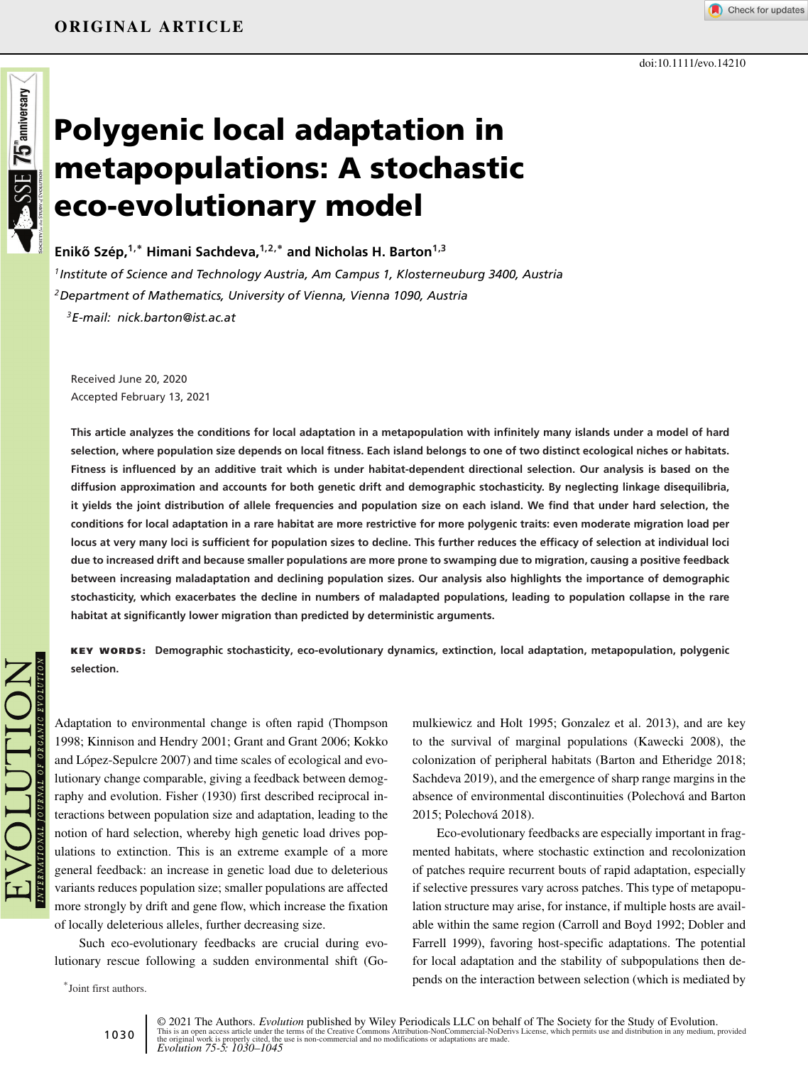ORIGINAL ARTICLE

doi:10.1111/evo.14210

# Polygenic local adaptation in metapopulations: A stochastic eco-evolutionary model

**Enikő Szép,[1,*] Himani Sachdeva,[1,2,*] and Nicholas H. Barton[1,3]**

*[1]Institute of Science and Technology Austria, Am Campus 1, Klosterneuburg 3400, Austria*

*[2]Department of Mathematics, University of Vienna, Vienna 1090, Austria*

*[3]E-mail: nick.barton@ist.ac.at*

Received June 20, 2020

Accepted February 13, 2021

**This article analyzes the conditions for local adaptation in a metapopulation with infinitely many islands under a model of hard selection, where population size depends on local fitness. Each island belongs to one of two distinct ecological niches or habitats. Fitness is influenced by an additive trait which is under habitat-dependent directional selection. Our analysis is based on the diffusion approximation and accounts for both genetic drift and demographic stochasticity. By neglecting linkage disequilibria, it yields the joint distribution of allele frequencies and population size on each island. We find that under hard selection, the conditions for local adaptation in a rare habitat are more restrictive for more polygenic traits: even moderate migration load per locus at very many loci is sufficient for population sizes to decline. This further reduces the efficacy of selection at individual loci due to increased drift and because smaller populations are more prone to swamping due to migration, causing a positive feedback between increasing maladaptation and declining population sizes. Our analysis also highlights the importance of demographic stochasticity, which exacerbates the decline in numbers of maladapted populations, leading to population collapse in the rare habitat at significantly lower migration than predicted by deterministic arguments.**

**KEY WORDS:** **Demographic stochasticity, eco-evolutionary dynamics, extinction, local adaptation, metapopulation, polygenic selection.**

Adaptation to environmental change is often rapid (Thompson 1998; Kinnison and Hendry 2001; Grant and Grant 2006; Kokko and López-Sepulcre 2007) and time scales of ecological and evolutionary change comparable, giving a feedback between demography and evolution. Fisher (1930) first described reciprocal interactions between population size and adaptation, leading to the notion of hard selection, whereby high genetic load drives populations to extinction. This is an extreme example of a more general feedback: an increase in genetic load due to deleterious variants reduces population size; smaller populations are affected more strongly by drift and gene flow, which increase the fixation of locally deleterious alleles, further decreasing size.

Such eco-evolutionary feedbacks are crucial during evolutionary rescue following a sudden environmental shift (Gomulkiewicz and Holt 1995; Gonzalez et al. 2013), and are key to the survival of marginal populations (Kawecki 2008), the colonization of peripheral habitats (Barton and Etheridge 2018; Sachdeva 2019), and the emergence of sharp range margins in the absence of environmental discontinuities (Polechová and Barton 2015; Polechová 2018).

Eco-evolutionary feedbacks are especially important in fragmented habitats, where stochastic extinction and recolonization of patches require recurrent bouts of rapid adaptation, especially if selective pressures vary across patches. This type of metapopulation structure may arise, for instance, if multiple hosts are available within the same region (Carroll and Boyd 1992; Dobler and Farrell 1999), favoring host-specific adaptations. The potential for local adaptation and the stability of subpopulations then depends on the interaction between selection (which is mediated by

[*]Joint first authors.

© 2021 The Authors. *Evolution* published by Wiley Periodicals LLC on behalf of The Society for the Study of Evolution.
This is an open access article under the terms of the Creative Commons Attribution-NonCommercial-NoDerivs License, which permits use and distribution in any medium, provided the original work is properly cited, the use is non-commercial and no modifications or adaptations are made.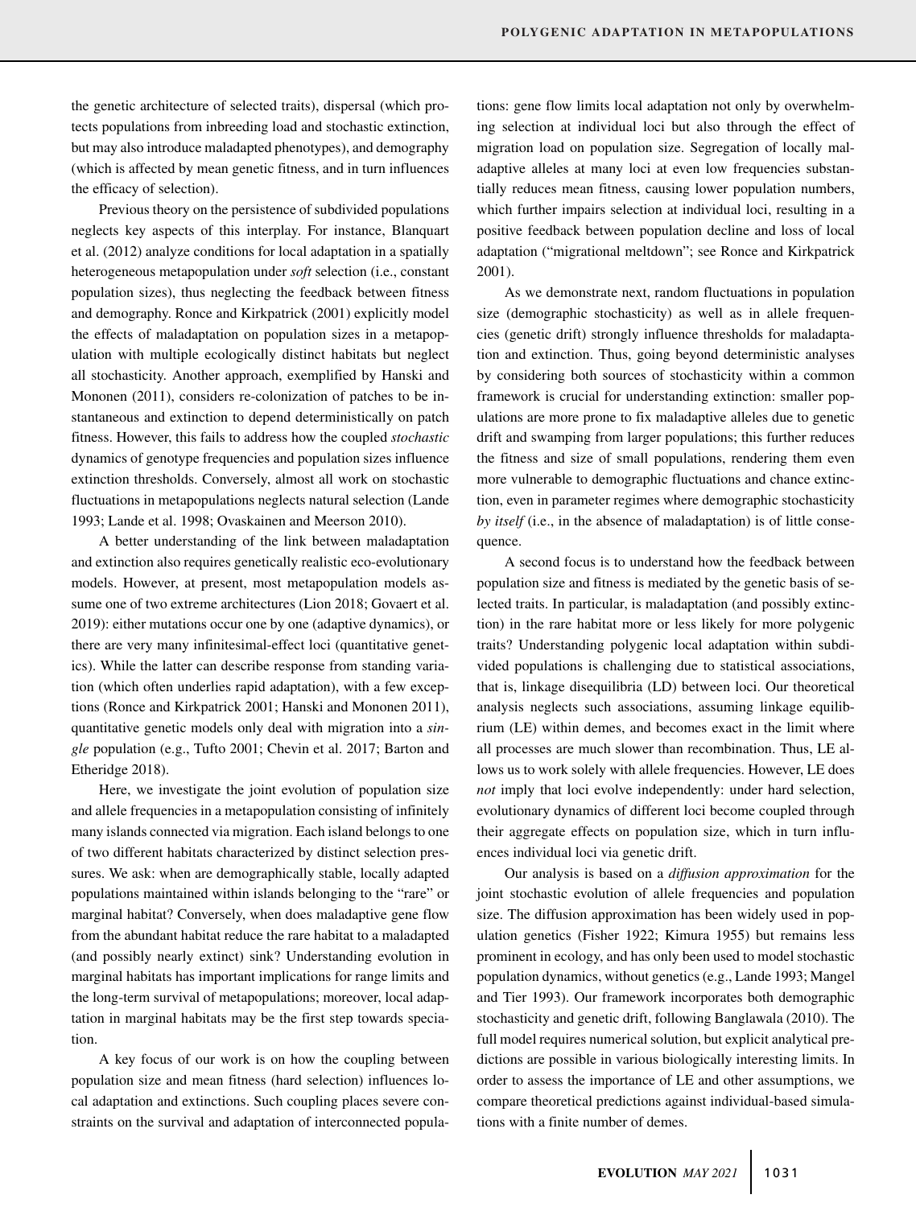the genetic architecture of selected traits), dispersal (which protects populations from inbreeding load and stochastic extinction, but may also introduce maladapted phenotypes), and demography (which is affected by mean genetic fitness, and in turn influences the efficacy of selection).

Previous theory on the persistence of subdivided populations neglects key aspects of this interplay. For instance, Blanquart et al. (2012) analyze conditions for local adaptation in a spatially heterogeneous metapopulation under *soft* selection (i.e., constant population sizes), thus neglecting the feedback between fitness and demography. Ronce and Kirkpatrick (2001) explicitly model the effects of maladaptation on population sizes in a metapopulation with multiple ecologically distinct habitats but neglect all stochasticity. Another approach, exemplified by Hanski and Mononen (2011), considers re-colonization of patches to be instantaneous and extinction to depend deterministically on patch fitness. However, this fails to address how the coupled *stochastic* dynamics of genotype frequencies and population sizes influence extinction thresholds. Conversely, almost all work on stochastic fluctuations in metapopulations neglects natural selection (Lande 1993; Lande et al. 1998; Ovaskainen and Meerson 2010).

A better understanding of the link between maladaptation and extinction also requires genetically realistic eco-evolutionary models. However, at present, most metapopulation models assume one of two extreme architectures (Lion 2018; Govaert et al. 2019): either mutations occur one by one (adaptive dynamics), or there are very many infinitesimal-effect loci (quantitative genetics). While the latter can describe response from standing variation (which often underlies rapid adaptation), with a few exceptions (Ronce and Kirkpatrick 2001; Hanski and Mononen 2011), quantitative genetic models only deal with migration into a *single* population (e.g., Tufto 2001; Chevin et al. 2017; Barton and Etheridge 2018).

Here, we investigate the joint evolution of population size and allele frequencies in a metapopulation consisting of infinitely many islands connected via migration. Each island belongs to one of two different habitats characterized by distinct selection pressures. We ask: when are demographically stable, locally adapted populations maintained within islands belonging to the "rare" or marginal habitat? Conversely, when does maladaptive gene flow from the abundant habitat reduce the rare habitat to a maladapted (and possibly nearly extinct) sink? Understanding evolution in marginal habitats has important implications for range limits and the long-term survival of metapopulations; moreover, local adaptation in marginal habitats may be the first step towards speciation.

A key focus of our work is on how the coupling between population size and mean fitness (hard selection) influences local adaptation and extinctions. Such coupling places severe constraints on the survival and adaptation of interconnected populations: gene flow limits local adaptation not only by overwhelming selection at individual loci but also through the effect of migration load on population size. Segregation of locally maladaptive alleles at many loci at even low frequencies substantially reduces mean fitness, causing lower population numbers, which further impairs selection at individual loci, resulting in a positive feedback between population decline and loss of local adaptation ("migrational meltdown"; see Ronce and Kirkpatrick 2001).

As we demonstrate next, random fluctuations in population size (demographic stochasticity) as well as in allele frequencies (genetic drift) strongly influence thresholds for maladaptation and extinction. Thus, going beyond deterministic analyses by considering both sources of stochasticity within a common framework is crucial for understanding extinction: smaller populations are more prone to fix maladaptive alleles due to genetic drift and swamping from larger populations; this further reduces the fitness and size of small populations, rendering them even more vulnerable to demographic fluctuations and chance extinction, even in parameter regimes where demographic stochasticity *by itself* (i.e., in the absence of maladaptation) is of little consequence.

A second focus is to understand how the feedback between population size and fitness is mediated by the genetic basis of selected traits. In particular, is maladaptation (and possibly extinction) in the rare habitat more or less likely for more polygenic traits? Understanding polygenic local adaptation within subdivided populations is challenging due to statistical associations, that is, linkage disequilibria (LD) between loci. Our theoretical analysis neglects such associations, assuming linkage equilibrium (LE) within demes, and becomes exact in the limit where all processes are much slower than recombination. Thus, LE allows us to work solely with allele frequencies. However, LE does *not* imply that loci evolve independently: under hard selection, evolutionary dynamics of different loci become coupled through their aggregate effects on population size, which in turn influences individual loci via genetic drift.

Our analysis is based on a *diffusion approximation* for the joint stochastic evolution of allele frequencies and population size. The diffusion approximation has been widely used in population genetics (Fisher 1922; Kimura 1955) but remains less prominent in ecology, and has only been used to model stochastic population dynamics, without genetics (e.g., Lande 1993; Mangel and Tier 1993). Our framework incorporates both demographic stochasticity and genetic drift, following Banglawala (2010). The full model requires numerical solution, but explicit analytical predictions are possible in various biologically interesting limits. In order to assess the importance of LE and other assumptions, we compare theoretical predictions against individual-based simulations with a finite number of demes.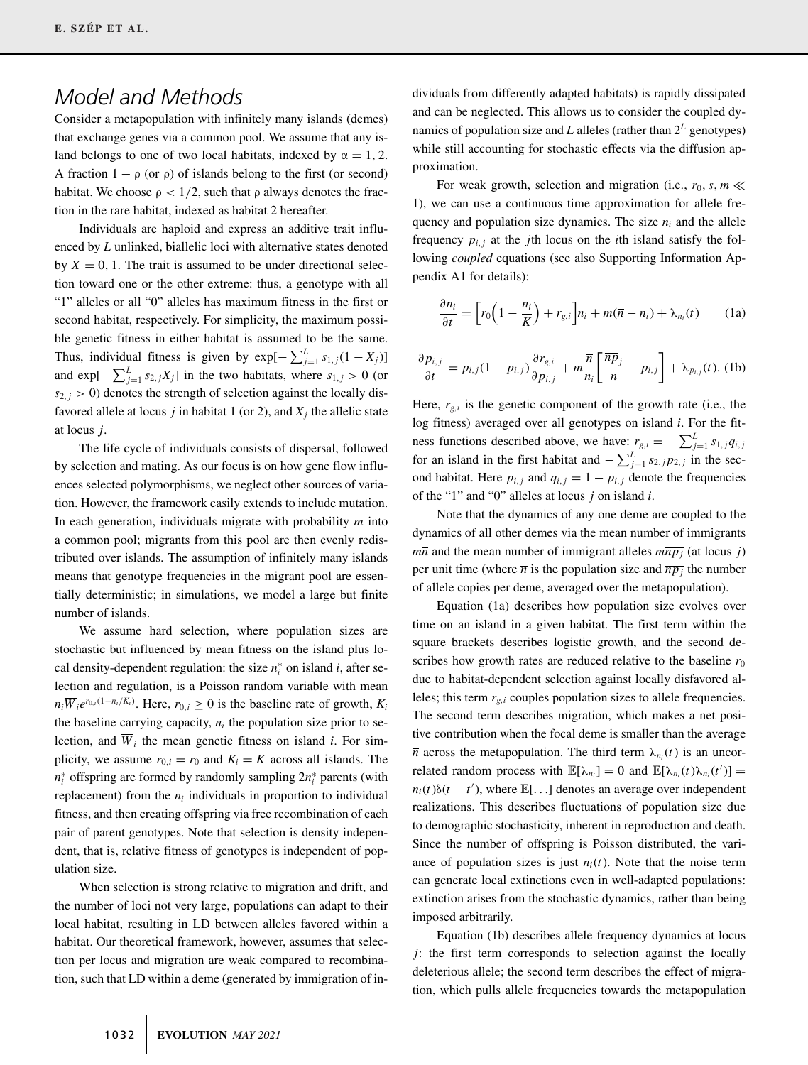## Model and Methods

Consider a metapopulation with infinitely many islands (demes) that exchange genes via a common pool. We assume that any island belongs to one of two local habitats, indexed by $\alpha = 1, 2$. A fraction $1 - \rho$ (or $\rho$) of islands belong to the first (or second) habitat. We choose $\rho < 1/2$, such that $\rho$ always denotes the fraction in the rare habitat, indexed as habitat 2 hereafter.

Individuals are haploid and express an additive trait influenced by $L$ unlinked, biallelic loci with alternative states denoted by $X = 0, 1$. The trait is assumed to be under directional selection toward one or the other extreme: thus, a genotype with all "1" alleles or all "0" alleles has maximum fitness in the first or second habitat, respectively. For simplicity, the maximum possible genetic fitness in either habitat is assumed to be the same. Thus, individual fitness is given by $\exp[-\sum_{j=1}^{L} s_{1,j}(1 - X_j)]$ and $\exp[-\sum_{j=1}^{L} s_{2,j}X_j]$ in the two habitats, where $s_{1,j} > 0$ (or $s_{2,j} > 0$) denotes the strength of selection against the locally disfavored allele at locus $j$ in habitat 1 (or 2), and $X_j$ the allelic state at locus $j$.

The life cycle of individuals consists of dispersal, followed by selection and mating. As our focus is on how gene flow influences selected polymorphisms, we neglect other sources of variation. However, the framework easily extends to include mutation. In each generation, individuals migrate with probability $m$ into a common pool; migrants from this pool are then evenly redistributed over islands. The assumption of infinitely many islands means that genotype frequencies in the migrant pool are essentially deterministic; in simulations, we model a large but finite number of islands.

We assume hard selection, where population sizes are stochastic but influenced by mean fitness on the island plus local density-dependent regulation: the size $n_i^*$ on island $i$, after selection and regulation, is a Poisson random variable with mean $n_i \overline{W}_i e^{r_{0,i}(1-n_i/K_i)}$. Here, $r_{0,i} \geq 0$ is the baseline rate of growth, $K_i$ the baseline carrying capacity, $n_i$ the population size prior to selection, and $\overline{W}_i$ the mean genetic fitness on island $i$. For simplicity, we assume $r_{0,i} = r_0$ and $K_i = K$ across all islands. The $n_i^*$ offspring are formed by randomly sampling $2n_i^*$ parents (with replacement) from the $n_i$ individuals in proportion to individual fitness, and then creating offspring via free recombination of each pair of parent genotypes. Note that selection is density independent, that is, relative fitness of genotypes is independent of population size.

When selection is strong relative to migration and drift, and the number of loci not very large, populations can adapt to their local habitat, resulting in LD between alleles favored within a habitat. Our theoretical framework, however, assumes that selection per locus and migration are weak compared to recombination, such that LD within a deme (generated by immigration of individuals from differently adapted habitats) is rapidly dissipated and can be neglected. This allows us to consider the coupled dynamics of population size and $L$ alleles (rather than $2^L$ genotypes) while still accounting for stochastic effects via the diffusion approximation.

For weak growth, selection and migration (i.e., $r_0, s, m \ll 1$), we can use a continuous time approximation for allele frequency and population size dynamics. The size $n_i$ and the allele frequency $p_{i,j}$ at the $j$th locus on the $i$th island satisfy the following *coupled* equations (see also Supporting Information Appendix A1 for details):

$$\frac{\partial n_i}{\partial t} = \left[r_0\left(1 - \frac{n_i}{K}\right) + r_{g,i}\right]n_i + m(\overline{n} - n_i) + \lambda_{n_i}(t) \tag{1a}$$

$$\frac{\partial p_{i,j}}{\partial t} = p_{i,j}(1 - p_{i,j})\frac{\partial r_{g,i}}{\partial p_{i,j}} + m\frac{\overline{n}}{n_i}\left[\frac{\overline{np}_j}{\overline{n}} - p_{i,j}\right] + \lambda_{p_{i,j}}(t). \tag{1b}$$

Here, $r_{g,i}$ is the genetic component of the growth rate (i.e., the log fitness) averaged over all genotypes on island $i$. For the fitness functions described above, we have: $r_{g,i} = -\sum_{j=1}^{L} s_{1,j}q_{i,j}$ for an island in the first habitat and $-\sum_{j=1}^{L} s_{2,j}p_{2,j}$ in the second habitat. Here $p_{i,j}$ and $q_{i,j} = 1 - p_{i,j}$ denote the frequencies of the "1" and "0" alleles at locus $j$ on island $i$.

Note that the dynamics of any one deme are coupled to the dynamics of all other demes via the mean number of immigrants $m\overline{n}$ and the mean number of immigrant alleles $m\overline{np_j}$ (at locus $j$) per unit time (where $\overline{n}$ is the population size and $\overline{np_j}$ the number of allele copies per deme, averaged over the metapopulation).

Equation (1a) describes how population size evolves over time on an island in a given habitat. The first term within the square brackets describes logistic growth, and the second describes how growth rates are reduced relative to the baseline $r_0$ due to habitat-dependent selection against locally disfavored alleles; this term $r_{g,i}$ couples population sizes to allele frequencies. The second term describes migration, which makes a net positive contribution when the focal deme is smaller than the average $\overline{n}$ across the metapopulation. The third term $\lambda_{n_i}(t)$ is an uncorrelated random process with $\mathbb{E}[\lambda_{n_i}] = 0$ and $\mathbb{E}[\lambda_{n_i}(t)\lambda_{n_i}(t')] = n_i(t)\delta(t - t')$, where $\mathbb{E}[\ldots]$ denotes an average over independent realizations. This describes fluctuations of population size due to demographic stochasticity, inherent in reproduction and death. Since the number of offspring is Poisson distributed, the variance of population sizes is just $n_i(t)$. Note that the noise term can generate local extinctions even in well-adapted populations: extinction arises from the stochastic dynamics, rather than being imposed arbitrarily.

Equation (1b) describes allele frequency dynamics at locus $j$: the first term corresponds to selection against the locally deleterious allele; the second term describes the effect of migration, which pulls allele frequencies towards the metapopulation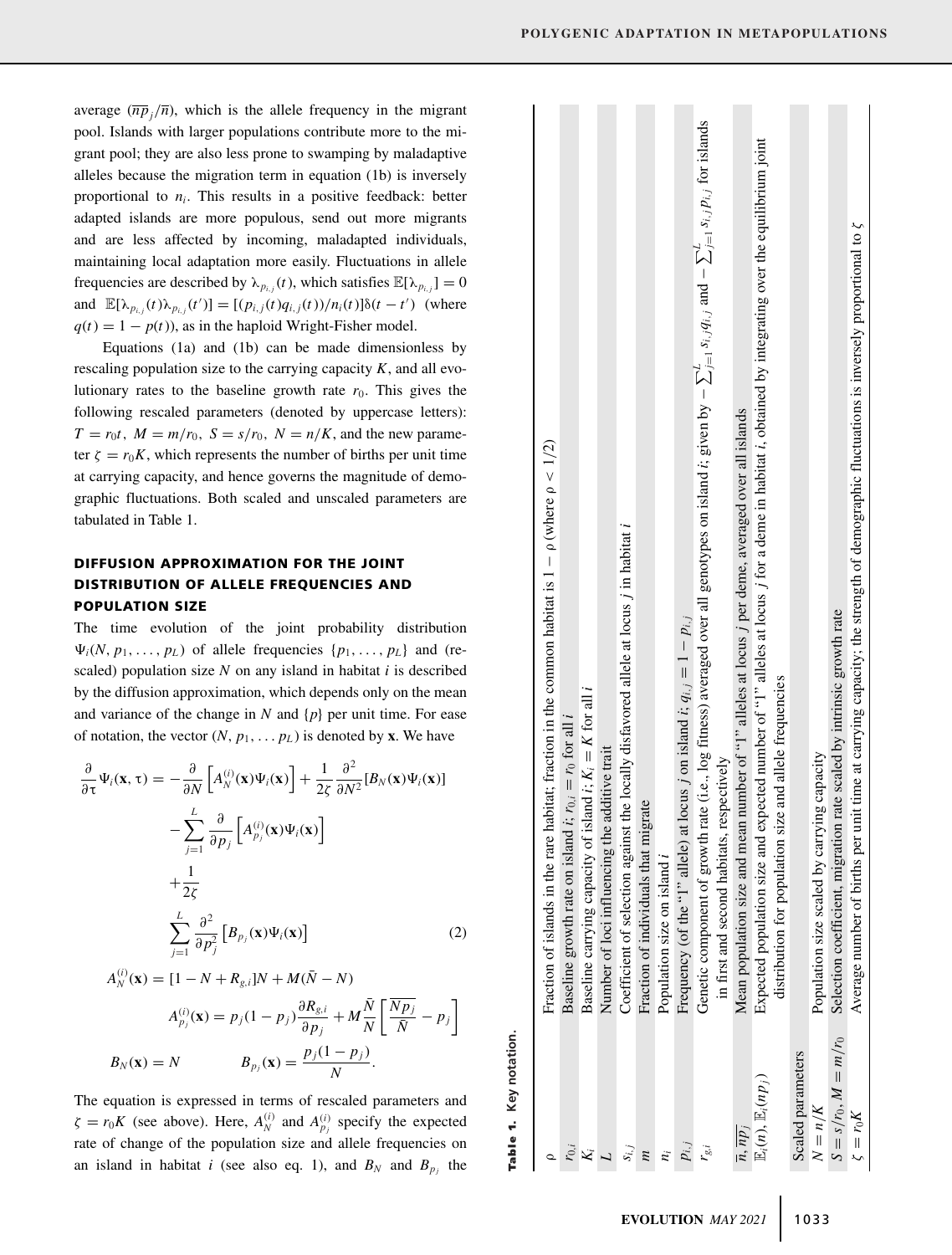average ($\overline{np}_j/\bar{n}$), which is the allele frequency in the migrant pool. Islands with larger populations contribute more to the migrant pool; they are also less prone to swamping by maladaptive alleles because the migration term in equation (1b) is inversely proportional to $n_i$. This results in a positive feedback: better adapted islands are more populous, send out more migrants and are less affected by incoming, maladapted individuals, maintaining local adaptation more easily. Fluctuations in allele frequencies are described by $\lambda_{p_{i,j}}(t)$, which satisfies $\mathbb{E}[\lambda_{p_{i,j}}] = 0$ and $\mathbb{E}[\lambda_{p_{i,j}}(t)\lambda_{p_{i,j}}(t')] = [(p_{i,j}(t)q_{i,j}(t))/n_i(t)]\delta(t-t')$ (where $q(t) = 1 - p(t)$), as in the haploid Wright-Fisher model.

Equations (1a) and (1b) can be made dimensionless by rescaling population size to the carrying capacity $K$, and all evolutionary rates to the baseline growth rate $r_0$. This gives the following rescaled parameters (denoted by uppercase letters): $T = r_0 t$, $M = m/r_0$, $S = s/r_0$, $N = n/K$, and the new parameter $\zeta = r_0 K$, which represents the number of births per unit time at carrying capacity, and hence governs the magnitude of demographic fluctuations. Both scaled and unscaled parameters are tabulated in Table 1.

## DIFFUSION APPROXIMATION FOR THE JOINT DISTRIBUTION OF ALLELE FREQUENCIES AND POPULATION SIZE

The time evolution of the joint probability distribution $\Psi_i(N, p_1, \ldots, p_L)$ of allele frequencies $\{p_1, \ldots, p_L\}$ and (rescaled) population size $N$ on any island in habitat $i$ is described by the diffusion approximation, which depends only on the mean and variance of the change in $N$ and $\{p\}$ per unit time. For ease of notation, the vector $(N, p_1, \ldots p_L)$ is denoted by $\mathbf{x}$. We have

$$
\begin{aligned}
\frac{\partial}{\partial \tau}\Psi_i(\mathbf{x}, \tau) = &-\frac{\partial}{\partial N}\left[A_N^{(i)}(\mathbf{x})\Psi_i(\mathbf{x})\right] + \frac{1}{2\zeta}\frac{\partial^2}{\partial N^2}[B_N(\mathbf{x})\Psi_i(\mathbf{x})] \\
&-\sum_{j=1}^{L}\frac{\partial}{\partial p_j}\left[A_{p_j}^{(i)}(\mathbf{x})\Psi_i(\mathbf{x})\right] \\
&+\frac{1}{2\zeta}\sum_{j=1}^{L}\frac{\partial^2}{\partial p_j^2}\left[B_{p_j}(\mathbf{x})\Psi_i(\mathbf{x})\right]
\end{aligned}
\tag{2}
$$

$$
A_N^{(i)}(\mathbf{x}) = [1 - N + R_{g,i}]N + M(\bar{N} - N)
$$

$$
A_{p_j}^{(i)}(\mathbf{x}) = p_j(1-p_j)\frac{\partial R_{g,i}}{\partial p_j} + M\frac{\bar{N}}{N}\left[\frac{\overline{Np_j}}{\bar{N}} - p_j\right]
$$

$$
B_N(\mathbf{x}) = N \qquad B_{p_j}(\mathbf{x}) = \frac{p_j(1-p_j)}{N}.
$$

The equation is expressed in terms of rescaled parameters and $\zeta = r_0 K$ (see above). Here, $A_N^{(i)}$ and $A_{p_j}^{(i)}$ specify the expected rate of change of the population size and allele frequencies on an island in habitat $i$ (see also eq. 1), and $B_N$ and $B_{p_j}$ the

**Table 1.** Key notation.

| | |
|---|---|
| $\rho$ | Fraction of islands in the rare habitat; fraction in the common habitat is $1-\rho$ (where $\rho < 1/2$) |
| $r_{0,i}$ | Baseline growth rate on island $i$; $r_{0,i} = r_0$ for all $i$ |
| $K_i$ | Baseline carrying capacity of island $i$; $K_i = K$ for all $i$ |
| $L$ | Number of loci influencing the additive trait |
| $s_{i,j}$ | Coefficient of selection against the locally disfavored allele at locus $j$ in habitat $i$ |
| $m$ | Fraction of individuals that migrate |
| $n_i$ | Population size on island $i$ |
| $p_{i,j}$ | Frequency (of the "1" allele) at locus $j$ on island $i$; $q_{i,j} = 1 - p_{i,j}$ |
| $r_{g,i}$ | Genetic component of growth rate (i.e., log fitness) averaged over all genotypes on island $i$; given by $-\sum_{j=1}^{L} s_{i,j}q_{i,j}$ and $-\sum_{j=1}^{L} s_{i,j}p_{i,j}$ for islands in first and second habitats, respectively |
| $\bar{n}$, $\overline{np_j}$ | Mean population size and mean number of "1" alleles at locus $j$ per deme, averaged over all islands |
| $\mathbb{E}_i(n)$, $\mathbb{E}_i(np_j)$ | Expected population size and expected number of "1" alleles at locus $j$ for a deme in habitat $i$, obtained by integrating over the equilibrium joint distribution for population size and allele frequencies |
| **Scaled parameters** | |
| $N = n/K$ | Population size scaled by carrying capacity |
| $S = s/r_0, M = m/r_0$ | Selection coefficient, migration rate scaled by intrinsic growth rate |
| $\zeta = r_0 K$ | Average number of births per unit time at carrying capacity; the strength of demographic fluctuations is inversely proportional to $\zeta$ |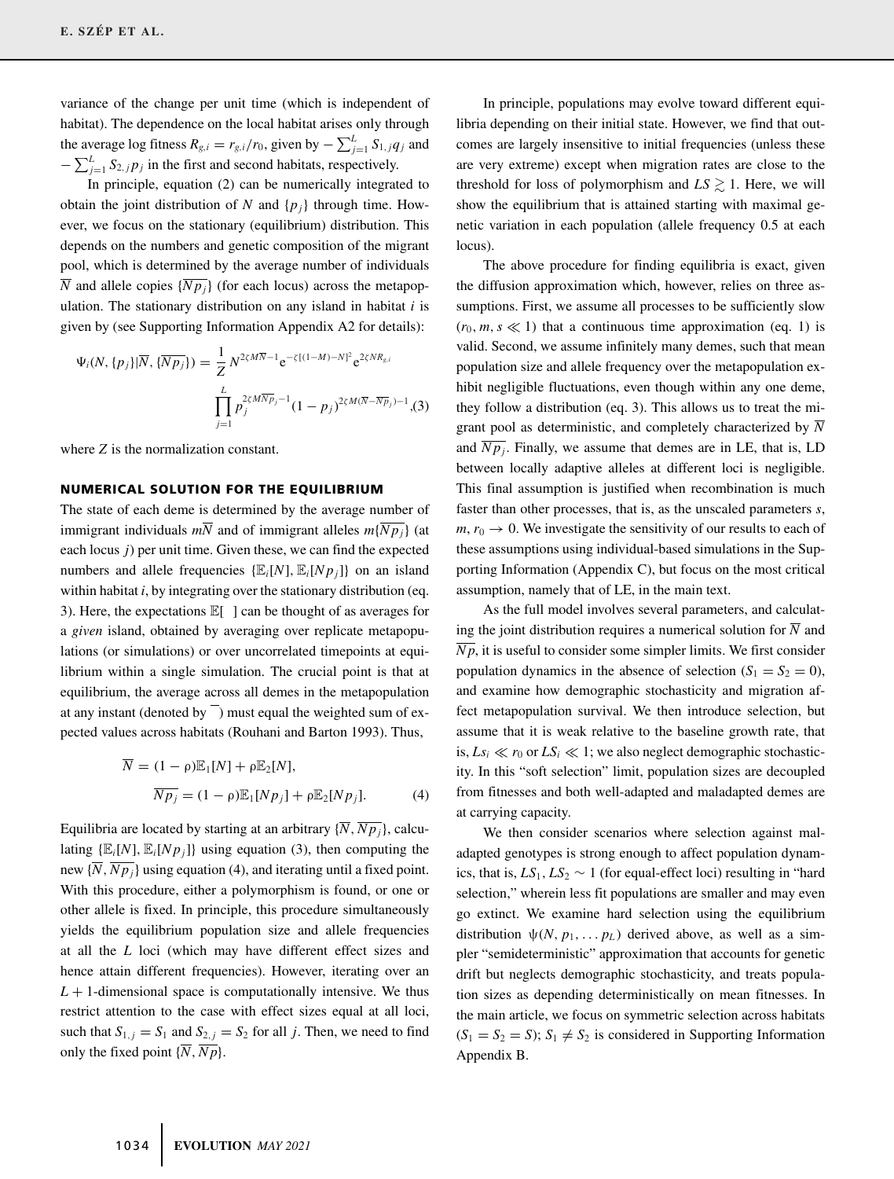variance of the change per unit time (which is independent of habitat). The dependence on the local habitat arises only through the average log fitness $R_{g,i} = r_{g,i}/r_0$, given by $-\sum_{j=1}^{L} S_{1,j} q_j$ and $-\sum_{j=1}^{L} S_{2,j} p_j$ in the first and second habitats, respectively.

In principle, equation (2) can be numerically integrated to obtain the joint distribution of $N$ and $\{p_j\}$ through time. However, we focus on the stationary (equilibrium) distribution. This depends on the numbers and genetic composition of the migrant pool, which is determined by the average number of individuals $\overline{N}$ and allele copies $\{\overline{Np_j}\}$ (for each locus) across the metapopulation. The stationary distribution on any island in habitat $i$ is given by (see Supporting Information Appendix A2 for details):

$$\Psi_i(N, \{p_j\}|\overline{N}, \{\overline{Np_j}\}) = \frac{1}{Z} N^{2\zeta M\overline{N}-1} e^{-\zeta[(1-M)-N]^2} e^{2\zeta N R_{g,i}} \prod_{j=1}^{L} p_j^{2\zeta M\overline{Np}_j-1}(1-p_j)^{2\zeta M(\overline{N}-\overline{Np}_j)-1}, \quad (3)$$

where $Z$ is the normalization constant.

## NUMERICAL SOLUTION FOR THE EQUILIBRIUM

The state of each deme is determined by the average number of immigrant individuals $m\overline{N}$ and of immigrant alleles $m\{\overline{Np_j}\}$ (at each locus $j$) per unit time. Given these, we can find the expected numbers and allele frequencies $\{\mathbb{E}_i[N], \mathbb{E}_i[Np_j]\}$ on an island within habitat $i$, by integrating over the stationary distribution (eq. 3). Here, the expectations $\mathbb{E}[\;]$ can be thought of as averages for a *given* island, obtained by averaging over replicate metapopulations (or simulations) or over uncorrelated timepoints at equilibrium within a single simulation. The crucial point is that at equilibrium, the average across all demes in the metapopulation at any instant (denoted by $\overline{\phantom{x}}$) must equal the weighted sum of expected values across habitats (Rouhani and Barton 1993). Thus,

$$\overline{N} = (1-\rho)\mathbb{E}_1[N] + \rho\mathbb{E}_2[N],$$
$$\overline{Np_j} = (1-\rho)\mathbb{E}_1[Np_j] + \rho\mathbb{E}_2[Np_j]. \quad (4)$$

Equilibria are located by starting at an arbitrary $\{\overline{N}, \overline{Np_j}\}$, calculating $\{\mathbb{E}_i[N], \mathbb{E}_i[Np_j]\}$ using equation (3), then computing the new $\{\overline{N}, \overline{Np_j}\}$ using equation (4), and iterating until a fixed point. With this procedure, either a polymorphism is found, or one or other allele is fixed. In principle, this procedure simultaneously yields the equilibrium population size and allele frequencies at all the $L$ loci (which may have different effect sizes and hence attain different frequencies). However, iterating over an $L+1$-dimensional space is computationally intensive. We thus restrict attention to the case with effect sizes equal at all loci, such that $S_{1,j} = S_1$ and $S_{2,j} = S_2$ for all $j$. Then, we need to find only the fixed point $\{\overline{N}, \overline{Np}\}$.

In principle, populations may evolve toward different equilibria depending on their initial state. However, we find that outcomes are largely insensitive to initial frequencies (unless these are very extreme) except when migration rates are close to the threshold for loss of polymorphism and $LS \gtrsim 1$. Here, we will show the equilibrium that is attained starting with maximal genetic variation in each population (allele frequency 0.5 at each locus).

The above procedure for finding equilibria is exact, given the diffusion approximation which, however, relies on three assumptions. First, we assume all processes to be sufficiently slow ($r_0, m, s \ll 1$) that a continuous time approximation (eq. 1) is valid. Second, we assume infinitely many demes, such that mean population size and allele frequency over the metapopulation exhibit negligible fluctuations, even though within any one deme, they follow a distribution (eq. 3). This allows us to treat the migrant pool as deterministic, and completely characterized by $\overline{N}$ and $\overline{Np_j}$. Finally, we assume that demes are in LE, that is, LD between locally adaptive alleles at different loci is negligible. This final assumption is justified when recombination is much faster than other processes, that is, as the unscaled parameters $s$, $m$, $r_0 \to 0$. We investigate the sensitivity of our results to each of these assumptions using individual-based simulations in the Supporting Information (Appendix C), but focus on the most critical assumption, namely that of LE, in the main text.

As the full model involves several parameters, and calculating the joint distribution requires a numerical solution for $\overline{N}$ and $\overline{Np}$, it is useful to consider some simpler limits. We first consider population dynamics in the absence of selection ($S_1 = S_2 = 0$), and examine how demographic stochasticity and migration affect metapopulation survival. We then introduce selection, but assume that it is weak relative to the baseline growth rate, that is, $Ls_i \ll r_0$ or $LS_i \ll 1$; we also neglect demographic stochasticity. In this "soft selection" limit, population sizes are decoupled from fitnesses and both well-adapted and maladapted demes are at carrying capacity.

We then consider scenarios where selection against maladapted genotypes is strong enough to affect population dynamics, that is, $LS_1, LS_2 \sim 1$ (for equal-effect loci) resulting in "hard selection," wherein less fit populations are smaller and may even go extinct. We examine hard selection using the equilibrium distribution $\psi(N, p_1, \ldots p_L)$ derived above, as well as a simpler "semideterministic" approximation that accounts for genetic drift but neglects demographic stochasticity, and treats population sizes as depending deterministically on mean fitnesses. In the main article, we focus on symmetric selection across habitats ($S_1 = S_2 = S$); $S_1 \neq S_2$ is considered in Supporting Information Appendix B.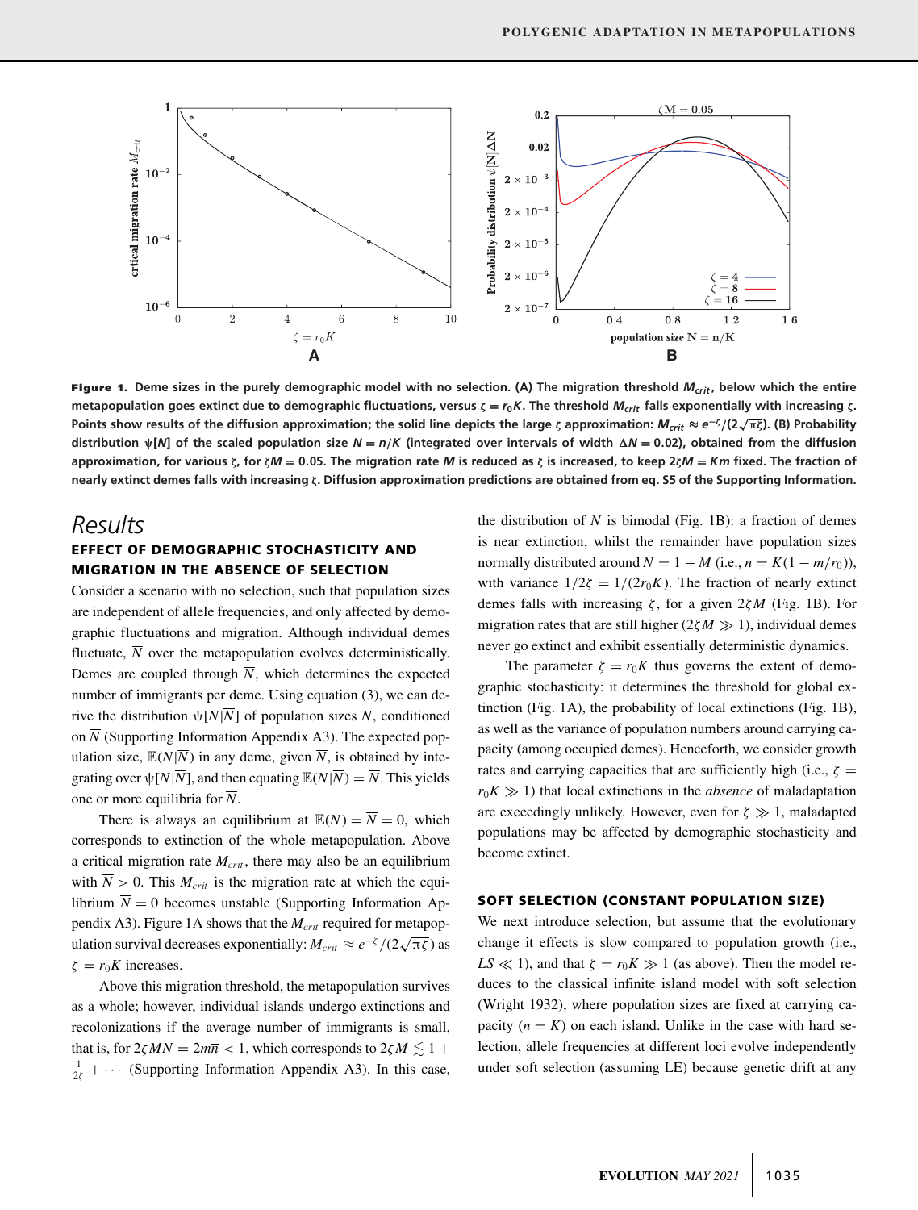**Figure 1.** Deme sizes in the purely demographic model with no selection. (A) The migration threshold $M_{crit}$, below which the entire metapopulation goes extinct due to demographic fluctuations, versus $\zeta = r_0K$. The threshold $M_{crit}$ falls exponentially with increasing $\zeta$. Points show results of the diffusion approximation; the solid line depicts the large $\zeta$ approximation: $M_{crit} \approx e^{-\zeta}/(2\sqrt{\pi\zeta})$. (B) Probability distribution $\psi[N]$ of the scaled population size $N = n/K$ (integrated over intervals of width $\Delta N = 0.02$), obtained from the diffusion approximation, for various $\zeta$, for $\zeta M = 0.05$. The migration rate $M$ is reduced as $\zeta$ is increased, to keep $2\zeta M = Km$ fixed. The fraction of nearly extinct demes falls with increasing $\zeta$. Diffusion approximation predictions are obtained from eq. S5 of the Supporting Information.

# Results

## EFFECT OF DEMOGRAPHIC STOCHASTICITY AND MIGRATION IN THE ABSENCE OF SELECTION

Consider a scenario with no selection, such that population sizes are independent of allele frequencies, and only affected by demographic fluctuations and migration. Although individual demes fluctuate, $\overline{N}$ over the metapopulation evolves deterministically. Demes are coupled through $\overline{N}$, which determines the expected number of immigrants per deme. Using equation (3), we can derive the distribution $\psi[N|\overline{N}]$ of population sizes $N$, conditioned on $\overline{N}$ (Supporting Information Appendix A3). The expected population size, $\mathbb{E}(N|\overline{N})$ in any deme, given $\overline{N}$, is obtained by integrating over $\psi[N|\overline{N}]$, and then equating $\mathbb{E}(N|\overline{N}) = \overline{N}$. This yields one or more equilibria for $\overline{N}$.

There is always an equilibrium at $\mathbb{E}(N) = \overline{N} = 0$, which corresponds to extinction of the whole metapopulation. Above a critical migration rate $M_{crit}$, there may also be an equilibrium with $\overline{N} > 0$. This $M_{crit}$ is the migration rate at which the equilibrium $\overline{N} = 0$ becomes unstable (Supporting Information Appendix A3). Figure 1A shows that the $M_{crit}$ required for metapopulation survival decreases exponentially: $M_{crit} \approx e^{-\zeta}/(2\sqrt{\pi\zeta})$ as $\zeta = r_0K$ increases.

Above this migration threshold, the metapopulation survives as a whole; however, individual islands undergo extinctions and recolonizations if the average number of immigrants is small, that is, for $2\zeta M\overline{N} = 2m\overline{n} < 1$, which corresponds to $2\zeta M \lesssim 1 + \frac{1}{2\zeta} + \cdots$ (Supporting Information Appendix A3). In this case, the distribution of $N$ is bimodal (Fig. 1B): a fraction of demes is near extinction, whilst the remainder have population sizes normally distributed around $N = 1 - M$ (i.e., $n = K(1 - m/r_0)$), with variance $1/2\zeta = 1/(2r_0K)$. The fraction of nearly extinct demes falls with increasing $\zeta$, for a given $2\zeta M$ (Fig. 1B). For migration rates that are still higher ($2\zeta M \gg 1$), individual demes never go extinct and exhibit essentially deterministic dynamics.

The parameter $\zeta = r_0K$ thus governs the extent of demographic stochasticity: it determines the threshold for global extinction (Fig. 1A), the probability of local extinctions (Fig. 1B), as well as the variance of population numbers around carrying capacity (among occupied demes). Henceforth, we consider growth rates and carrying capacities that are sufficiently high (i.e., $\zeta = r_0K \gg 1$) that local extinctions in the *absence* of maladaptation are exceedingly unlikely. However, even for $\zeta \gg 1$, maladapted populations may be affected by demographic stochasticity and become extinct.

## SOFT SELECTION (CONSTANT POPULATION SIZE)

We next introduce selection, but assume that the evolutionary change it effects is slow compared to population growth (i.e., $LS \ll 1$), and that $\zeta = r_0K \gg 1$ (as above). Then the model reduces to the classical infinite island model with soft selection (Wright 1932), where population sizes are fixed at carrying capacity ($n = K$) on each island. Unlike in the case with hard selection, allele frequencies at different loci evolve independently under soft selection (assuming LE) because genetic drift at any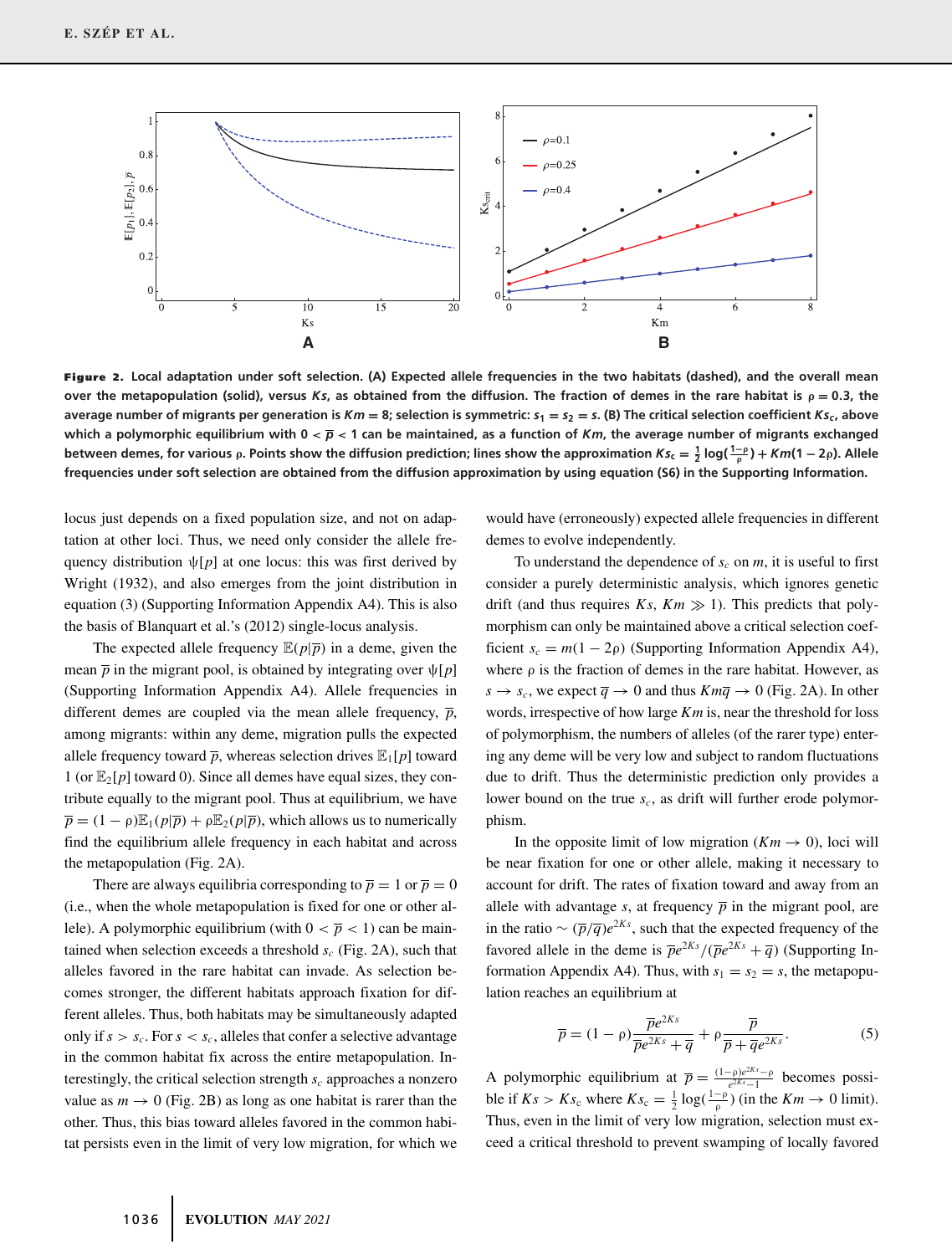**Figure 2. Local adaptation under soft selection. (A) Expected allele frequencies in the two habitats (dashed), and the overall mean over the metapopulation (solid), versus $Ks$, as obtained from the diffusion. The fraction of demes in the rare habitat is $\rho = 0.3$, the average number of migrants per generation is $Km = 8$; selection is symmetric: $s_1 = s_2 = s$. (B) The critical selection coefficient $Ks_c$, above which a polymorphic equilibrium with $0 < \overline{p} < 1$ can be maintained, as a function of $Km$, the average number of migrants exchanged between demes, for various $\rho$. Points show the diffusion prediction; lines show the approximation $Ks_c = \frac{1}{2}\log(\frac{1-\rho}{\rho}) + Km(1-2\rho)$. Allele frequencies under soft selection are obtained from the diffusion approximation by using equation (S6) in the Supporting Information.**

locus just depends on a fixed population size, and not on adaptation at other loci. Thus, we need only consider the allele frequency distribution $\psi[p]$ at one locus: this was first derived by Wright (1932), and also emerges from the joint distribution in equation (3) (Supporting Information Appendix A4). This is also the basis of Blanquart et al.'s (2012) single-locus analysis.

The expected allele frequency $\mathbb{E}(p|\overline{p})$ in a deme, given the mean $\overline{p}$ in the migrant pool, is obtained by integrating over $\psi[p]$ (Supporting Information Appendix A4). Allele frequencies in different demes are coupled via the mean allele frequency, $\overline{p}$, among migrants: within any deme, migration pulls the expected allele frequency toward $\overline{p}$, whereas selection drives $\mathbb{E}_1[p]$ toward 1 (or $\mathbb{E}_2[p]$ toward 0). Since all demes have equal sizes, they contribute equally to the migrant pool. Thus at equilibrium, we have $\overline{p} = (1-\rho)\mathbb{E}_1(p|\overline{p}) + \rho\mathbb{E}_2(p|\overline{p})$, which allows us to numerically find the equilibrium allele frequency in each habitat and across the metapopulation (Fig. 2A).

There are always equilibria corresponding to $\overline{p} = 1$ or $\overline{p} = 0$ (i.e., when the whole metapopulation is fixed for one or other allele). A polymorphic equilibrium (with $0 < \overline{p} < 1$) can be maintained when selection exceeds a threshold $s_c$ (Fig. 2A), such that alleles favored in the rare habitat can invade. As selection becomes stronger, the different habitats approach fixation for different alleles. Thus, both habitats may be simultaneously adapted only if $s > s_c$. For $s < s_c$, alleles that confer a selective advantage in the common habitat fix across the entire metapopulation. Interestingly, the critical selection strength $s_c$ approaches a nonzero value as $m \to 0$ (Fig. 2B) as long as one habitat is rarer than the other. Thus, this bias toward alleles favored in the common habitat persists even in the limit of very low migration, for which we would have (erroneously) expected allele frequencies in different demes to evolve independently.

To understand the dependence of $s_c$ on $m$, it is useful to first consider a purely deterministic analysis, which ignores genetic drift (and thus requires $Ks$, $Km \gg 1$). This predicts that polymorphism can only be maintained above a critical selection coefficient $s_c = m(1-2\rho)$ (Supporting Information Appendix A4), where $\rho$ is the fraction of demes in the rare habitat. However, as $s \to s_c$, we expect $\overline{q} \to 0$ and thus $Km\overline{q} \to 0$ (Fig. 2A). In other words, irrespective of how large $Km$ is, near the threshold for loss of polymorphism, the numbers of alleles (of the rarer type) entering any deme will be very low and subject to random fluctuations due to drift. Thus the deterministic prediction only provides a lower bound on the true $s_c$, as drift will further erode polymorphism.

In the opposite limit of low migration ($Km \to 0$), loci will be near fixation for one or other allele, making it necessary to account for drift. The rates of fixation toward and away from an allele with advantage $s$, at frequency $\overline{p}$ in the migrant pool, are in the ratio $\sim (\overline{p}/\overline{q})e^{2Ks}$, such that the expected frequency of the favored allele in the deme is $\overline{p}e^{2Ks}/(\overline{p}e^{2Ks} + \overline{q})$ (Supporting Information Appendix A4). Thus, with $s_1 = s_2 = s$, the metapopulation reaches an equilibrium at

$$\overline{p} = (1-\rho)\frac{\overline{p}e^{2Ks}}{\overline{p}e^{2Ks} + \overline{q}} + \rho\frac{\overline{p}}{\overline{p} + \overline{q}e^{2Ks}}. \tag{5}$$

A polymorphic equilibrium at $\overline{p} = \frac{(1-\rho)e^{2Ks} - \rho}{e^{2Ks} - 1}$ becomes possible if $Ks > Ks_c$ where $Ks_c = \frac{1}{2}\log(\frac{1-\rho}{\rho})$ (in the $Km \to 0$ limit). Thus, even in the limit of very low migration, selection must exceed a critical threshold to prevent swamping of locally favored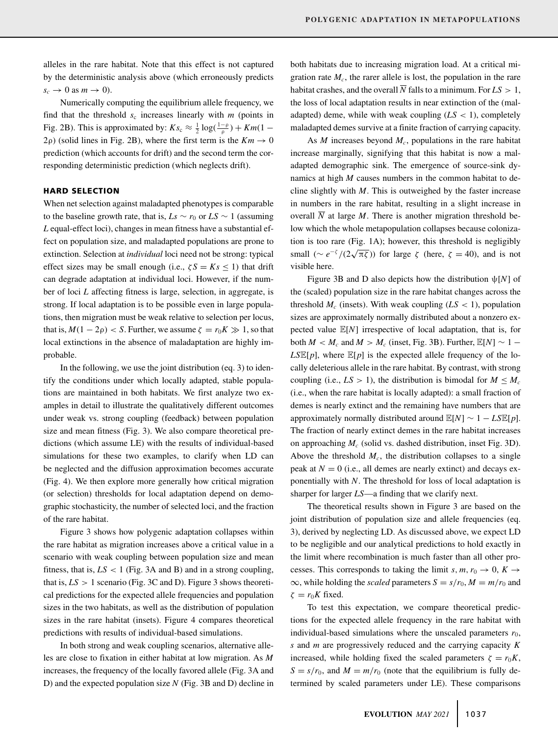alleles in the rare habitat. Note that this effect is not captured by the deterministic analysis above (which erroneously predicts $s_c \to 0$ as $m \to 0$).

Numerically computing the equilibrium allele frequency, we find that the threshold $s_c$ increases linearly with $m$ (points in Fig. 2B). This is approximated by: $Ks_c \approx \frac{1}{2}\log(\frac{1-\rho}{\rho}) + Km(1-2\rho)$ (solid lines in Fig. 2B), where the first term is the $Km \to 0$ prediction (which accounts for drift) and the second term the corresponding deterministic prediction (which neglects drift).

## HARD SELECTION

When net selection against maladapted phenotypes is comparable to the baseline growth rate, that is, $Ls \sim r_0$ or $LS \sim 1$ (assuming $L$ equal-effect loci), changes in mean fitness have a substantial effect on population size, and maladapted populations are prone to extinction. Selection at *individual* loci need not be strong: typical effect sizes may be small enough (i.e., $\zeta S = Ks \leq 1$) that drift can degrade adaptation at individual loci. However, if the number of loci $L$ affecting fitness is large, selection, in aggregate, is strong. If local adaptation is to be possible even in large populations, then migration must be weak relative to selection per locus, that is, $M(1-2\rho) < S$. Further, we assume $\zeta = r_0K \gg 1$, so that local extinctions in the absence of maladaptation are highly improbable.

In the following, we use the joint distribution (eq. 3) to identify the conditions under which locally adapted, stable populations are maintained in both habitats. We first analyze two examples in detail to illustrate the qualitatively different outcomes under weak vs. strong coupling (feedback) between population size and mean fitness (Fig. 3). We also compare theoretical predictions (which assume LE) with the results of individual-based simulations for these two examples, to clarify when LD can be neglected and the diffusion approximation becomes accurate (Fig. 4). We then explore more generally how critical migration (or selection) thresholds for local adaptation depend on demographic stochasticity, the number of selected loci, and the fraction of the rare habitat.

Figure 3 shows how polygenic adaptation collapses within the rare habitat as migration increases above a critical value in a scenario with weak coupling between population size and mean fitness, that is, $LS < 1$ (Fig. 3A and B) and in a strong coupling, that is, $LS > 1$ scenario (Fig. 3C and D). Figure 3 shows theoretical predictions for the expected allele frequencies and population sizes in the two habitats, as well as the distribution of population sizes in the rare habitat (insets). Figure 4 compares theoretical predictions with results of individual-based simulations.

In both strong and weak coupling scenarios, alternative alleles are close to fixation in either habitat at low migration. As $M$ increases, the frequency of the locally favored allele (Fig. 3A and D) and the expected population size $N$ (Fig. 3B and D) decline in both habitats due to increasing migration load. At a critical migration rate $M_c$, the rarer allele is lost, the population in the rare habitat crashes, and the overall $\overline{N}$ falls to a minimum. For $LS > 1$, the loss of local adaptation results in near extinction of the (maladapted) deme, while with weak coupling ($LS < 1$), completely maladapted demes survive at a finite fraction of carrying capacity.

As $M$ increases beyond $M_c$, populations in the rare habitat increase marginally, signifying that this habitat is now a maladapted demographic sink. The emergence of source-sink dynamics at high $M$ causes numbers in the common habitat to decline slightly with $M$. This is outweighed by the faster increase in numbers in the rare habitat, resulting in a slight increase in overall $\overline{N}$ at large $M$. There is another migration threshold below which the whole metapopulation collapses because colonization is too rare (Fig. 1A); however, this threshold is negligibly small ($\sim e^{-\zeta}/(2\sqrt{\pi\zeta})$) for large $\zeta$ (here, $\zeta = 40$), and is not visible here.

Figure 3B and D also depicts how the distribution $\psi[N]$ of the (scaled) population size in the rare habitat changes across the threshold $M_c$ (insets). With weak coupling ($LS < 1$), population sizes are approximately normally distributed about a nonzero expected value $\mathbb{E}[N]$ irrespective of local adaptation, that is, for both $M < M_c$ and $M > M_c$ (inset, Fig. 3B). Further, $\mathbb{E}[N] \sim 1 - LS\mathbb{E}[p]$, where $\mathbb{E}[p]$ is the expected allele frequency of the locally deleterious allele in the rare habitat. By contrast, with strong coupling (i.e., $LS > 1$), the distribution is bimodal for $M \leq M_c$ (i.e., when the rare habitat is locally adapted): a small fraction of demes is nearly extinct and the remaining have numbers that are approximately normally distributed around $\mathbb{E}[N] \sim 1 - LS\mathbb{E}[p]$. The fraction of nearly extinct demes in the rare habitat increases on approaching $M_c$ (solid vs. dashed distribution, inset Fig. 3D). Above the threshold $M_c$, the distribution collapses to a single peak at $N = 0$ (i.e., all demes are nearly extinct) and decays exponentially with $N$. The threshold for loss of local adaptation is sharper for larger $LS$—a finding that we clarify next.

The theoretical results shown in Figure 3 are based on the joint distribution of population size and allele frequencies (eq. 3), derived by neglecting LD. As discussed above, we expect LD to be negligible and our analytical predictions to hold exactly in the limit where recombination is much faster than all other processes. This corresponds to taking the limit $s, m, r_0 \to 0$, $K \to \infty$, while holding the *scaled* parameters $S = s/r_0$, $M = m/r_0$ and $\zeta = r_0K$ fixed.

To test this expectation, we compare theoretical predictions for the expected allele frequency in the rare habitat with individual-based simulations where the unscaled parameters $r_0$, $s$ and $m$ are progressively reduced and the carrying capacity $K$ increased, while holding fixed the scaled parameters $\zeta = r_0K$, $S = s/r_0$, and $M = m/r_0$ (note that the equilibrium is fully determined by scaled parameters under LE). These comparisons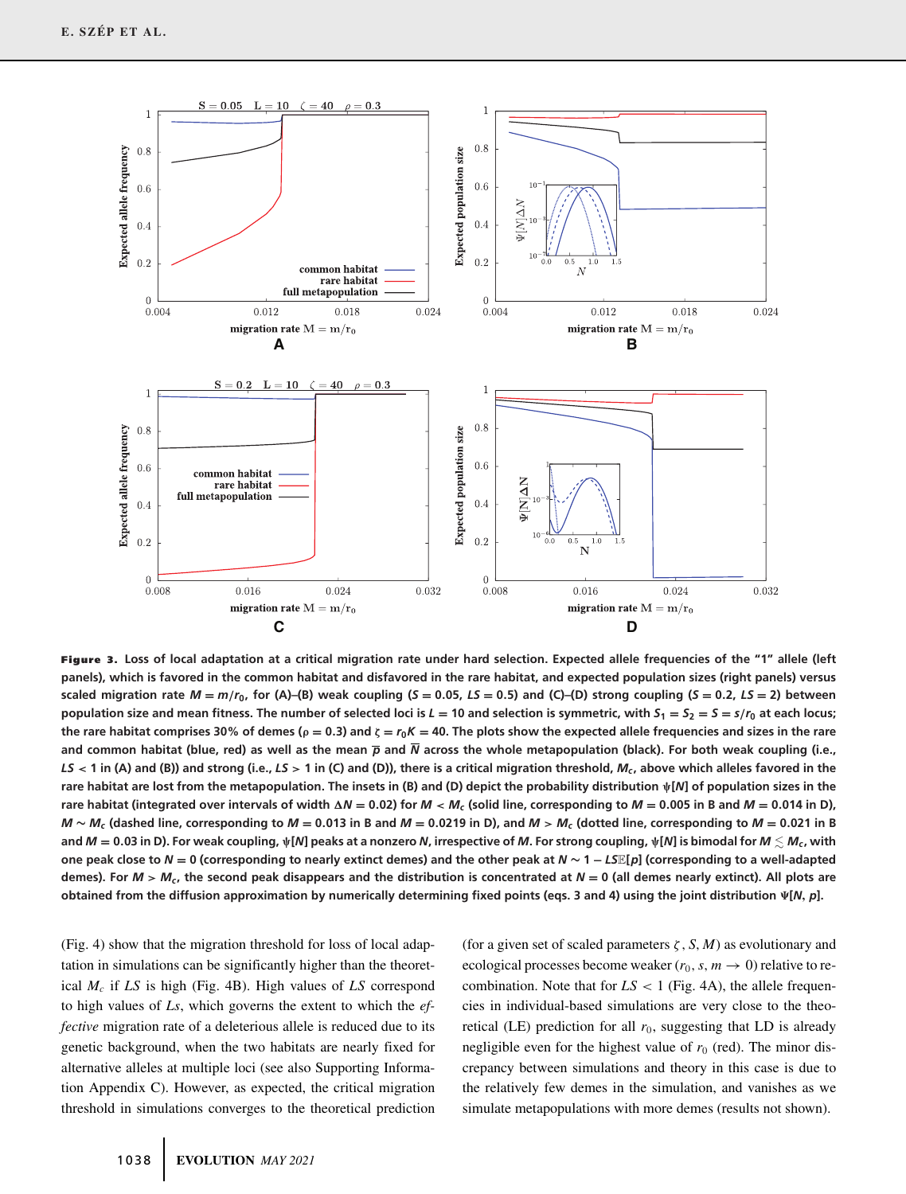**Figure 3.** Loss of local adaptation at a critical migration rate under hard selection. Expected allele frequencies of the "1" allele (left panels), which is favored in the common habitat and disfavored in the rare habitat, and expected population sizes (right panels) versus scaled migration rate $M = m/r_0$, for (A)–(B) weak coupling ($S = 0.05$, $LS = 0.5$) and (C)–(D) strong coupling ($S = 0.2$, $LS = 2$) between population size and mean fitness. The number of selected loci is $L = 10$ and selection is symmetric, with $S_1 = S_2 = S = s/r_0$ at each locus; the rare habitat comprises 30% of demes ($\rho = 0.3$) and $\zeta = r_0 K = 40$. The plots show the expected allele frequencies and sizes in the rare and common habitat (blue, red) as well as the mean $\overline{p}$ and $\overline{N}$ across the whole metapopulation (black). For both weak coupling (i.e., $LS < 1$ in (A) and (B)) and strong (i.e., $LS > 1$ in (C) and (D)), there is a critical migration threshold, $M_c$, above which alleles favored in the rare habitat are lost from the metapopulation. The insets in (B) and (D) depict the probability distribution $\psi[N]$ of population sizes in the rare habitat (integrated over intervals of width $\Delta N = 0.02$) for $M < M_c$ (solid line, corresponding to $M = 0.005$ in B and $M = 0.014$ in D), $M \sim M_c$ (dashed line, corresponding to $M = 0.013$ in B and $M = 0.0219$ in D), and $M > M_c$ (dotted line, corresponding to $M = 0.021$ in B and $M = 0.03$ in D). For weak coupling, $\psi[N]$ peaks at a nonzero $N$, irrespective of $M$. For strong coupling, $\psi[N]$ is bimodal for $M \lesssim M_c$, with one peak close to $N = 0$ (corresponding to nearly extinct demes) and the other peak at $N \sim 1 - LS\mathbb{E}[p]$ (corresponding to a well-adapted demes). For $M > M_c$, the second peak disappears and the distribution is concentrated at $N = 0$ (all demes nearly extinct). All plots are obtained from the diffusion approximation by numerically determining fixed points (eqs. 3 and 4) using the joint distribution $\Psi[N, p]$.

(Fig. 4) show that the migration threshold for loss of local adaptation in simulations can be significantly higher than the theoretical $M_c$ if $LS$ is high (Fig. 4B). High values of $LS$ correspond to high values of $Ls$, which governs the extent to which the *effective* migration rate of a deleterious allele is reduced due to its genetic background, when the two habitats are nearly fixed for alternative alleles at multiple loci (see also Supporting Information Appendix C). However, as expected, the critical migration threshold in simulations converges to the theoretical prediction (for a given set of scaled parameters $\zeta$, $S$, $M$) as evolutionary and ecological processes become weaker ($r_0$, $s$, $m \to 0$) relative to recombination. Note that for $LS < 1$ (Fig. 4A), the allele frequencies in individual-based simulations are very close to the theoretical (LE) prediction for all $r_0$, suggesting that LD is already negligible even for the highest value of $r_0$ (red). The minor discrepancy between simulations and theory in this case is due to the relatively few demes in the simulation, and vanishes as we simulate metapopulations with more demes (results not shown).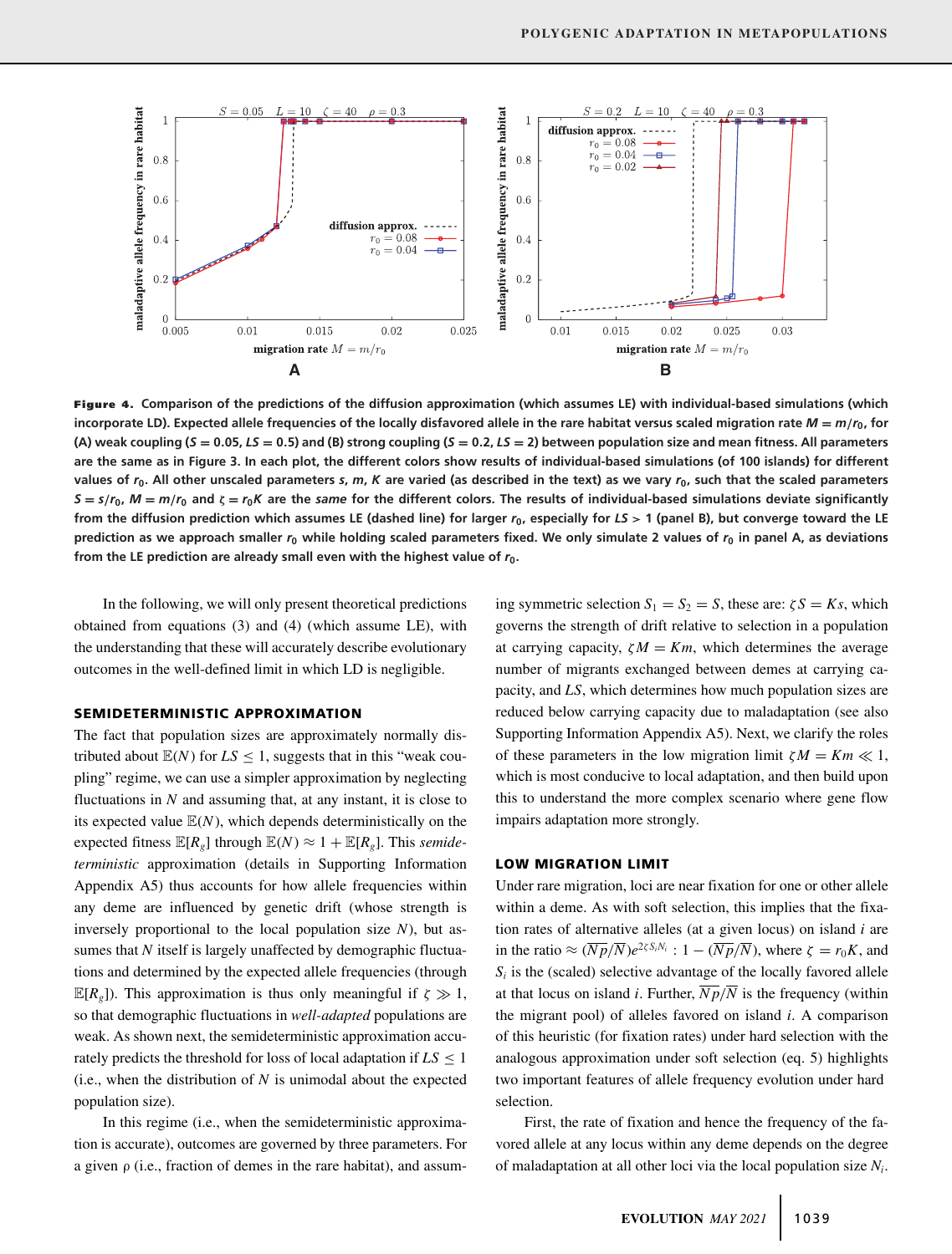**Figure 4.** Comparison of the predictions of the diffusion approximation (which assumes LE) with individual-based simulations (which incorporate LD). Expected allele frequencies of the locally disfavored allele in the rare habitat versus scaled migration rate $M = m/r_0$, for (A) weak coupling ($S = 0.05$, $LS = 0.5$) and (B) strong coupling ($S = 0.2$, $LS = 2$) between population size and mean fitness. All parameters are the same as in Figure 3. In each plot, the different colors show results of individual-based simulations (of 100 islands) for different values of $r_0$. All other unscaled parameters $s$, $m$, $K$ are varied (as described in the text) as we vary $r_0$, such that the scaled parameters $S = s/r_0$, $M = m/r_0$ and $\zeta = r_0 K$ are the *same* for the different colors. The results of individual-based simulations deviate significantly from the diffusion prediction which assumes LE (dashed line) for larger $r_0$, especially for $LS > 1$ (panel B), but converge toward the LE prediction as we approach smaller $r_0$ while holding scaled parameters fixed. We only simulate 2 values of $r_0$ in panel A, as deviations from the LE prediction are already small even with the highest value of $r_0$.

In the following, we will only present theoretical predictions obtained from equations (3) and (4) (which assume LE), with the understanding that these will accurately describe evolutionary outcomes in the well-defined limit in which LD is negligible.

## SEMIDETERMINISTIC APPROXIMATION

The fact that population sizes are approximately normally distributed about $\mathbb{E}(N)$ for $LS \leq 1$, suggests that in this "weak coupling" regime, we can use a simpler approximation by neglecting fluctuations in $N$ and assuming that, at any instant, it is close to its expected value $\mathbb{E}(N)$, which depends deterministically on the expected fitness $\mathbb{E}[R_g]$ through $\mathbb{E}(N) \approx 1 + \mathbb{E}[R_g]$. This *semideterministic* approximation (details in Supporting Information Appendix A5) thus accounts for how allele frequencies within any deme are influenced by genetic drift (whose strength is inversely proportional to the local population size $N$), but assumes that $N$ itself is largely unaffected by demographic fluctuations and determined by the expected allele frequencies (through $\mathbb{E}[R_g]$). This approximation is thus only meaningful if $\zeta \gg 1$, so that demographic fluctuations in *well-adapted* populations are weak. As shown next, the semideterministic approximation accurately predicts the threshold for loss of local adaptation if $LS \leq 1$ (i.e., when the distribution of $N$ is unimodal about the expected population size).

In this regime (i.e., when the semideterministic approximation is accurate), outcomes are governed by three parameters. For a given $\rho$ (i.e., fraction of demes in the rare habitat), and assuming symmetric selection $S_1 = S_2 = S$, these are: $\zeta S = Ks$, which governs the strength of drift relative to selection in a population at carrying capacity, $\zeta M = Km$, which determines the average number of migrants exchanged between demes at carrying capacity, and $LS$, which determines how much population sizes are reduced below carrying capacity due to maladaptation (see also Supporting Information Appendix A5). Next, we clarify the roles of these parameters in the low migration limit $\zeta M = Km \ll 1$, which is most conducive to local adaptation, and then build upon this to understand the more complex scenario where gene flow impairs adaptation more strongly.

## LOW MIGRATION LIMIT

Under rare migration, loci are near fixation for one or other allele within a deme. As with soft selection, this implies that the fixation rates of alternative alleles (at a given locus) on island $i$ are in the ratio $\approx (\overline{Np}/\overline{N})e^{2\zeta S_i N_i} : 1 - (\overline{Np}/\overline{N})$, where $\zeta = r_0 K$, and $S_i$ is the (scaled) selective advantage of the locally favored allele at that locus on island $i$. Further, $\overline{Np}/\overline{N}$ is the frequency (within the migrant pool) of alleles favored on island $i$. A comparison of this heuristic (for fixation rates) under hard selection with the analogous approximation under soft selection (eq. 5) highlights two important features of allele frequency evolution under hard selection.

First, the rate of fixation and hence the frequency of the favored allele at any locus within any deme depends on the degree of maladaptation at all other loci via the local population size $N_i$.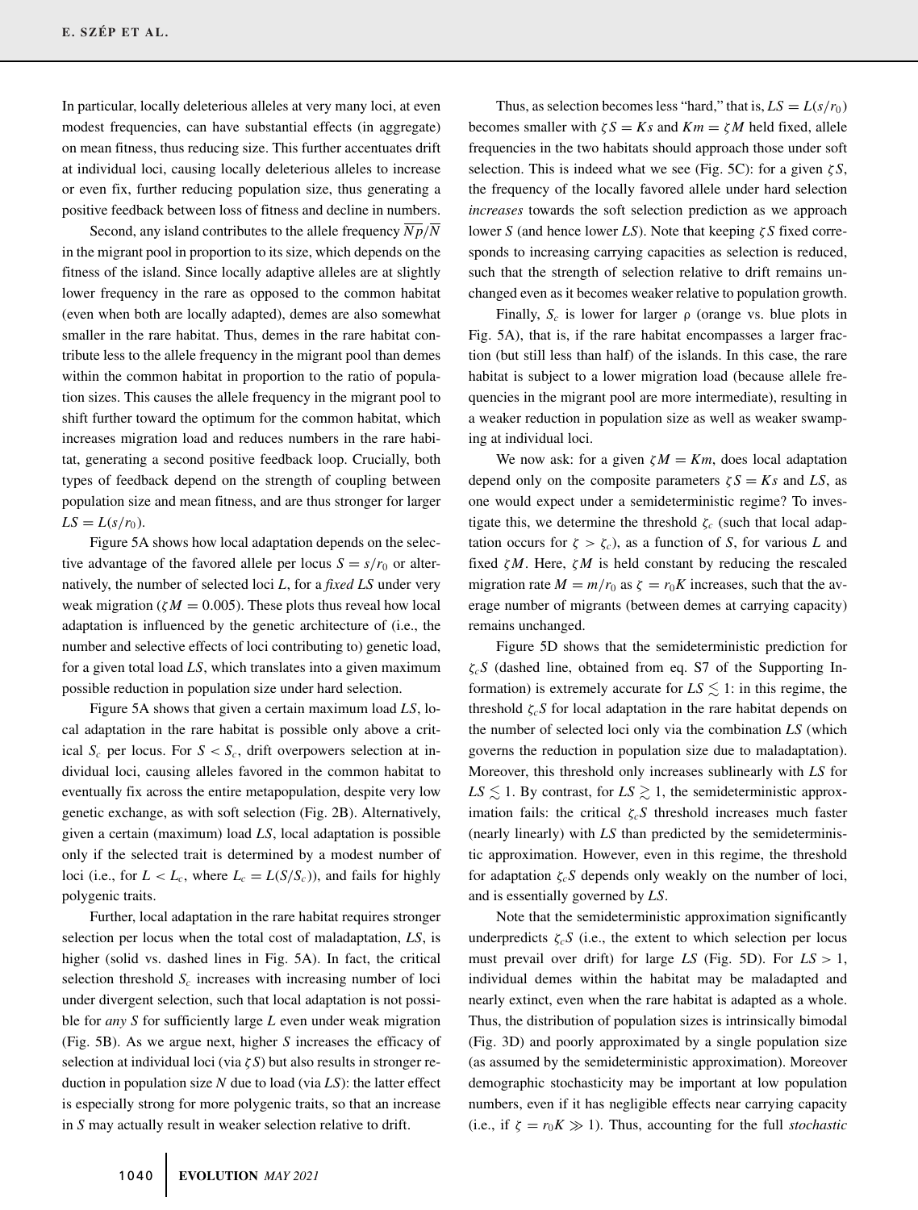In particular, locally deleterious alleles at very many loci, at even modest frequencies, can have substantial effects (in aggregate) on mean fitness, thus reducing size. This further accentuates drift at individual loci, causing locally deleterious alleles to increase or even fix, further reducing population size, thus generating a positive feedback between loss of fitness and decline in numbers.

Second, any island contributes to the allele frequency $\overline{Np}/\overline{N}$ in the migrant pool in proportion to its size, which depends on the fitness of the island. Since locally adaptive alleles are at slightly lower frequency in the rare as opposed to the common habitat (even when both are locally adapted), demes are also somewhat smaller in the rare habitat. Thus, demes in the rare habitat contribute less to the allele frequency in the migrant pool than demes within the common habitat in proportion to the ratio of population sizes. This causes the allele frequency in the migrant pool to shift further toward the optimum for the common habitat, which increases migration load and reduces numbers in the rare habitat, generating a second positive feedback loop. Crucially, both types of feedback depend on the strength of coupling between population size and mean fitness, and are thus stronger for larger $LS = L(s/r_0)$.

Figure 5A shows how local adaptation depends on the selective advantage of the favored allele per locus $S = s/r_0$ or alternatively, the number of selected loci $L$, for a *fixed* $LS$ under very weak migration ($\zeta M = 0.005$). These plots thus reveal how local adaptation is influenced by the genetic architecture of (i.e., the number and selective effects of loci contributing to) genetic load, for a given total load $LS$, which translates into a given maximum possible reduction in population size under hard selection.

Figure 5A shows that given a certain maximum load $LS$, local adaptation in the rare habitat is possible only above a critical $S_c$ per locus. For $S < S_c$, drift overpowers selection at individual loci, causing alleles favored in the common habitat to eventually fix across the entire metapopulation, despite very low genetic exchange, as with soft selection (Fig. 2B). Alternatively, given a certain (maximum) load $LS$, local adaptation is possible only if the selected trait is determined by a modest number of loci (i.e., for $L < L_c$, where $L_c = L(S/S_c)$), and fails for highly polygenic traits.

Further, local adaptation in the rare habitat requires stronger selection per locus when the total cost of maladaptation, $LS$, is higher (solid vs. dashed lines in Fig. 5A). In fact, the critical selection threshold $S_c$ increases with increasing number of loci under divergent selection, such that local adaptation is not possible for *any* $S$ for sufficiently large $L$ even under weak migration (Fig. 5B). As we argue next, higher $S$ increases the efficacy of selection at individual loci (via $\zeta S$) but also results in stronger reduction in population size $N$ due to load (via $LS$): the latter effect is especially strong for more polygenic traits, so that an increase in $S$ may actually result in weaker selection relative to drift.

Thus, as selection becomes less "hard," that is, $LS = L(s/r_0)$ becomes smaller with $\zeta S = Ks$ and $Km = \zeta M$ held fixed, allele frequencies in the two habitats should approach those under soft selection. This is indeed what we see (Fig. 5C): for a given $\zeta S$, the frequency of the locally favored allele under hard selection *increases* towards the soft selection prediction as we approach lower $S$ (and hence lower $LS$). Note that keeping $\zeta S$ fixed corresponds to increasing carrying capacities as selection is reduced, such that the strength of selection relative to drift remains unchanged even as it becomes weaker relative to population growth.

Finally, $S_c$ is lower for larger $\rho$ (orange vs. blue plots in Fig. 5A), that is, if the rare habitat encompasses a larger fraction (but still less than half) of the islands. In this case, the rare habitat is subject to a lower migration load (because allele frequencies in the migrant pool are more intermediate), resulting in a weaker reduction in population size as well as weaker swamping at individual loci.

We now ask: for a given $\zeta M = Km$, does local adaptation depend only on the composite parameters $\zeta S = Ks$ and $LS$, as one would expect under a semideterministic regime? To investigate this, we determine the threshold $\zeta_c$ (such that local adaptation occurs for $\zeta > \zeta_c$), as a function of $S$, for various $L$ and fixed $\zeta M$. Here, $\zeta M$ is held constant by reducing the rescaled migration rate $M = m/r_0$ as $\zeta = r_0 K$ increases, such that the average number of migrants (between demes at carrying capacity) remains unchanged.

Figure 5D shows that the semideterministic prediction for $\zeta_c S$ (dashed line, obtained from eq. S7 of the Supporting Information) is extremely accurate for $LS \lesssim 1$: in this regime, the threshold $\zeta_c S$ for local adaptation in the rare habitat depends on the number of selected loci only via the combination $LS$ (which governs the reduction in population size due to maladaptation). Moreover, this threshold only increases sublinearly with $LS$ for $LS \lesssim 1$. By contrast, for $LS \gtrsim 1$, the semideterministic approximation fails: the critical $\zeta_c S$ threshold increases much faster (nearly linearly) with $LS$ than predicted by the semideterministic approximation. However, even in this regime, the threshold for adaptation $\zeta_c S$ depends only weakly on the number of loci, and is essentially governed by $LS$.

Note that the semideterministic approximation significantly underpredicts $\zeta_c S$ (i.e., the extent to which selection per locus must prevail over drift) for large $LS$ (Fig. 5D). For $LS > 1$, individual demes within the habitat may be maladapted and nearly extinct, even when the rare habitat is adapted as a whole. Thus, the distribution of population sizes is intrinsically bimodal (Fig. 3D) and poorly approximated by a single population size (as assumed by the semideterministic approximation). Moreover demographic stochasticity may be important at low population numbers, even if it has negligible effects near carrying capacity (i.e., if $\zeta = r_0 K \gg 1$). Thus, accounting for the full *stochastic*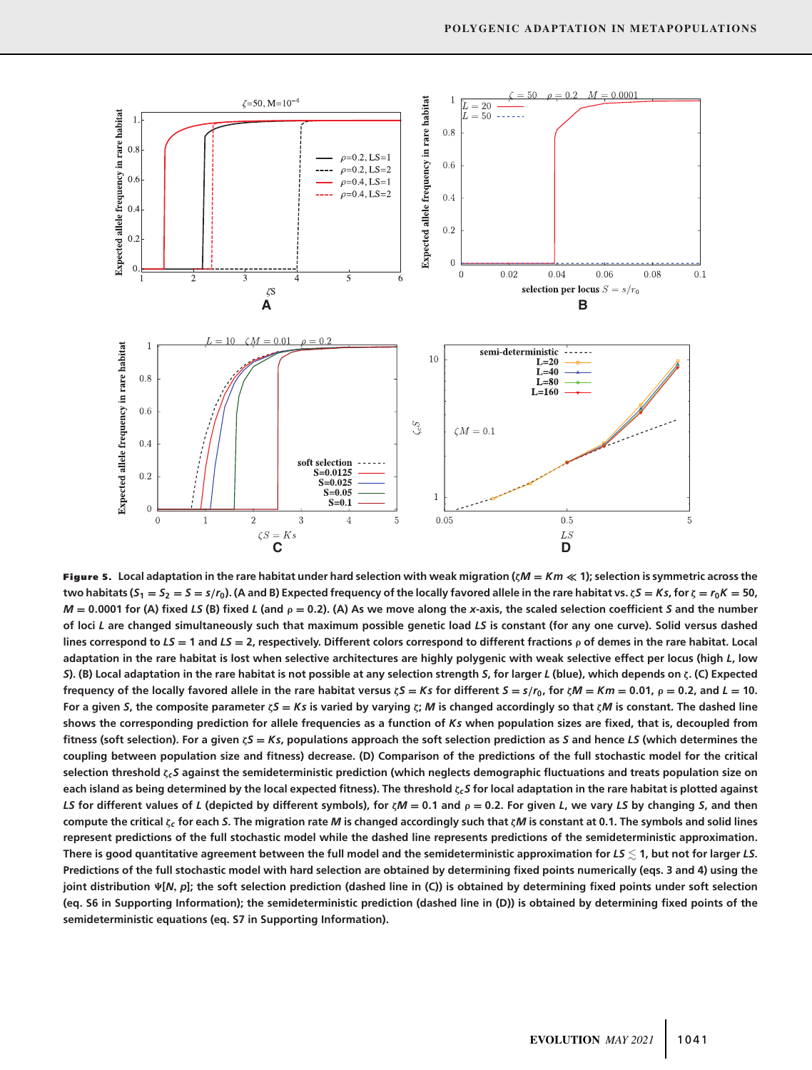**Figure 5.** **Local adaptation in the rare habitat under hard selection with weak migration ($\zeta M = Km \ll 1$); selection is symmetric across the two habitats ($S_1 = S_2 = S = s/r_0$). (A and B) Expected frequency of the locally favored allele in the rare habitat vs. $\zeta S = Ks$, for $\zeta = r_0 K = 50$, $M = 0.0001$ for (A) fixed $LS$ (B) fixed $L$ (and $\rho = 0.2$). (A) As we move along the $x$-axis, the scaled selection coefficient $S$ and the number of loci $L$ are changed simultaneously such that maximum possible genetic load $LS$ is constant (for any one curve). Solid versus dashed lines correspond to $LS = 1$ and $LS = 2$, respectively. Different colors correspond to different fractions $\rho$ of demes in the rare habitat. Local adaptation in the rare habitat is lost when selective architectures are highly polygenic with weak selective effect per locus (high $L$, low $S$). (B) Local adaptation in the rare habitat is not possible at any selection strength $S$, for larger $L$ (blue), which depends on $\zeta$. (C) Expected frequency of the locally favored allele in the rare habitat versus $\zeta S = Ks$ for different $S = s/r_0$, for $\zeta M = Km = 0.01$, $\rho = 0.2$, and $L = 10$. For a given $S$, the composite parameter $\zeta S = Ks$ is varied by varying $\zeta$; $M$ is changed accordingly so that $\zeta M$ is constant. The dashed line shows the corresponding prediction for allele frequencies as a function of $Ks$ when population sizes are fixed, that is, decoupled from fitness (soft selection). For a given $\zeta S = Ks$, populations approach the soft selection prediction as $S$ and hence $LS$ (which determines the coupling between population size and fitness) decrease. (D) Comparison of the predictions of the full stochastic model for the critical selection threshold $\zeta_c S$ against the semideterministic prediction (which neglects demographic fluctuations and treats population size on each island as being determined by the local expected fitness). The threshold $\zeta_c S$ for local adaptation in the rare habitat is plotted against $LS$ for different values of $L$ (depicted by different symbols), for $\zeta M = 0.1$ and $\rho = 0.2$. For given $L$, we vary $LS$ by changing $S$, and then compute the critical $\zeta_c$ for each $S$. The migration rate $M$ is changed accordingly such that $\zeta M$ is constant at 0.1. The symbols and solid lines represent predictions of the full stochastic model while the dashed line represents predictions of the semideterministic approximation. There is good quantitative agreement between the full model and the semideterministic approximation for $LS \lesssim 1$, but not for larger $LS$. Predictions of the full stochastic model with hard selection are obtained by determining fixed points numerically (eqs. 3 and 4) using the joint distribution $\Psi[N, p]$; the soft selection prediction (dashed line in (C)) is obtained by determining fixed points under soft selection (eq. S6 in Supporting Information); the semideterministic prediction (dashed line in (D)) is obtained by determining fixed points of the semideterministic equations (eq. S7 in Supporting Information).**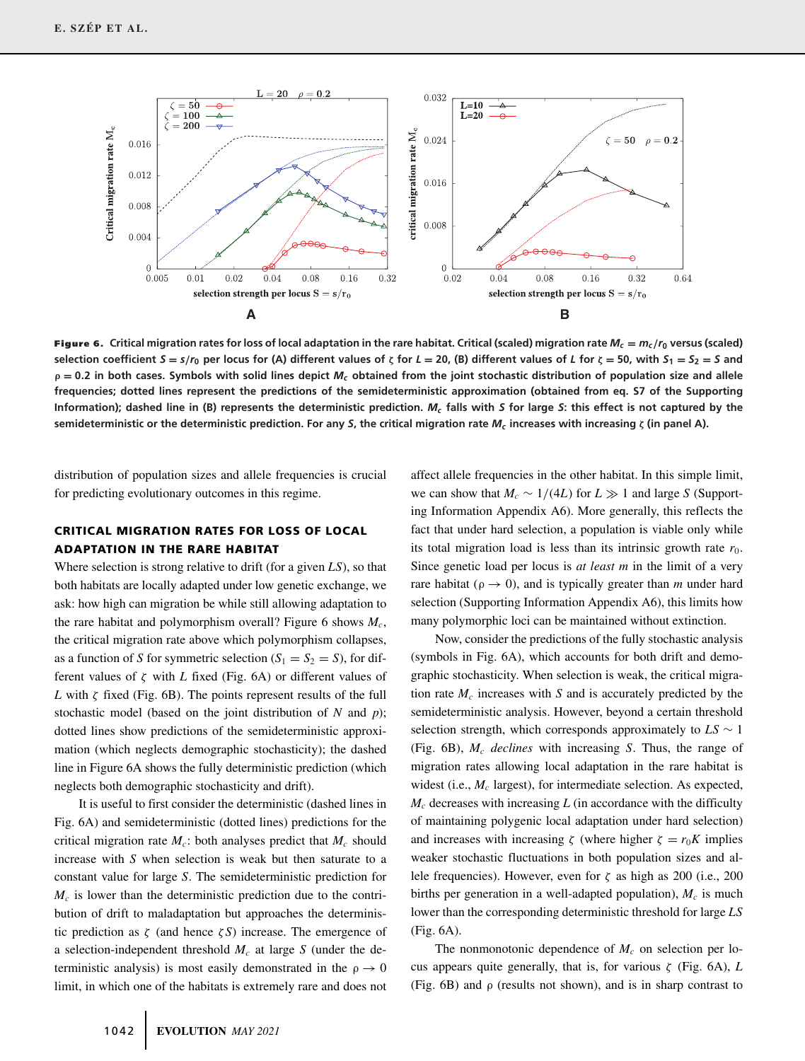**Figure 6.** Critical migration rates for loss of local adaptation in the rare habitat. Critical (scaled) migration rate $M_c = m_c/r_0$ versus (scaled) selection coefficient $S = s/r_0$ per locus for (A) different values of $\zeta$ for $L = 20$, (B) different values of $L$ for $\zeta = 50$, with $S_1 = S_2 = S$ and $\rho = 0.2$ in both cases. Symbols with solid lines depict $M_c$ obtained from the joint stochastic distribution of population size and allele frequencies; dotted lines represent the predictions of the semideterministic approximation (obtained from eq. S7 of the Supporting Information); dashed line in (B) represents the deterministic prediction. $M_c$ falls with $S$ for large $S$: this effect is not captured by the semideterministic or the deterministic prediction. For any $S$, the critical migration rate $M_c$ increases with increasing $\zeta$ (in panel A).

distribution of population sizes and allele frequencies is crucial for predicting evolutionary outcomes in this regime.

## CRITICAL MIGRATION RATES FOR LOSS OF LOCAL ADAPTATION IN THE RARE HABITAT

Where selection is strong relative to drift (for a given $LS$), so that both habitats are locally adapted under low genetic exchange, we ask: how high can migration be while still allowing adaptation to the rare habitat and polymorphism overall? Figure 6 shows $M_c$, the critical migration rate above which polymorphism collapses, as a function of $S$ for symmetric selection ($S_1 = S_2 = S$), for different values of $\zeta$ with $L$ fixed (Fig. 6A) or different values of $L$ with $\zeta$ fixed (Fig. 6B). The points represent results of the full stochastic model (based on the joint distribution of $N$ and $p$); dotted lines show predictions of the semideterministic approximation (which neglects demographic stochasticity); the dashed line in Figure 6A shows the fully deterministic prediction (which neglects both demographic stochasticity and drift).

It is useful to first consider the deterministic (dashed lines in Fig. 6A) and semideterministic (dotted lines) predictions for the critical migration rate $M_c$: both analyses predict that $M_c$ should increase with $S$ when selection is weak but then saturate to a constant value for large $S$. The semideterministic prediction for $M_c$ is lower than the deterministic prediction due to the contribution of drift to maladaptation but approaches the deterministic prediction as $\zeta$ (and hence $\zeta S$) increase. The emergence of a selection-independent threshold $M_c$ at large $S$ (under the deterministic analysis) is most easily demonstrated in the $\rho \to 0$ limit, in which one of the habitats is extremely rare and does not affect allele frequencies in the other habitat. In this simple limit, we can show that $M_c \sim 1/(4L)$ for $L \gg 1$ and large $S$ (Supporting Information Appendix A6). More generally, this reflects the fact that under hard selection, a population is viable only while its total migration load is less than its intrinsic growth rate $r_0$. Since genetic load per locus is *at least* $m$ in the limit of a very rare habitat ($\rho \to 0$), and is typically greater than $m$ under hard selection (Supporting Information Appendix A6), this limits how many polymorphic loci can be maintained without extinction.

Now, consider the predictions of the fully stochastic analysis (symbols in Fig. 6A), which accounts for both drift and demographic stochasticity. When selection is weak, the critical migration rate $M_c$ increases with $S$ and is accurately predicted by the semideterministic analysis. However, beyond a certain threshold selection strength, which corresponds approximately to $LS \sim 1$ (Fig. 6B), $M_c$ *declines* with increasing $S$. Thus, the range of migration rates allowing local adaptation in the rare habitat is widest (i.e., $M_c$ largest), for intermediate selection. As expected, $M_c$ decreases with increasing $L$ (in accordance with the difficulty of maintaining polygenic local adaptation under hard selection) and increases with increasing $\zeta$ (where higher $\zeta = r_0 K$ implies weaker stochastic fluctuations in both population sizes and allele frequencies). However, even for $\zeta$ as high as 200 (i.e., 200 births per generation in a well-adapted population), $M_c$ is much lower than the corresponding deterministic threshold for large $LS$ (Fig. 6A).

The nonmonotonic dependence of $M_c$ on selection per locus appears quite generally, that is, for various $\zeta$ (Fig. 6A), $L$ (Fig. 6B) and $\rho$ (results not shown), and is in sharp contrast to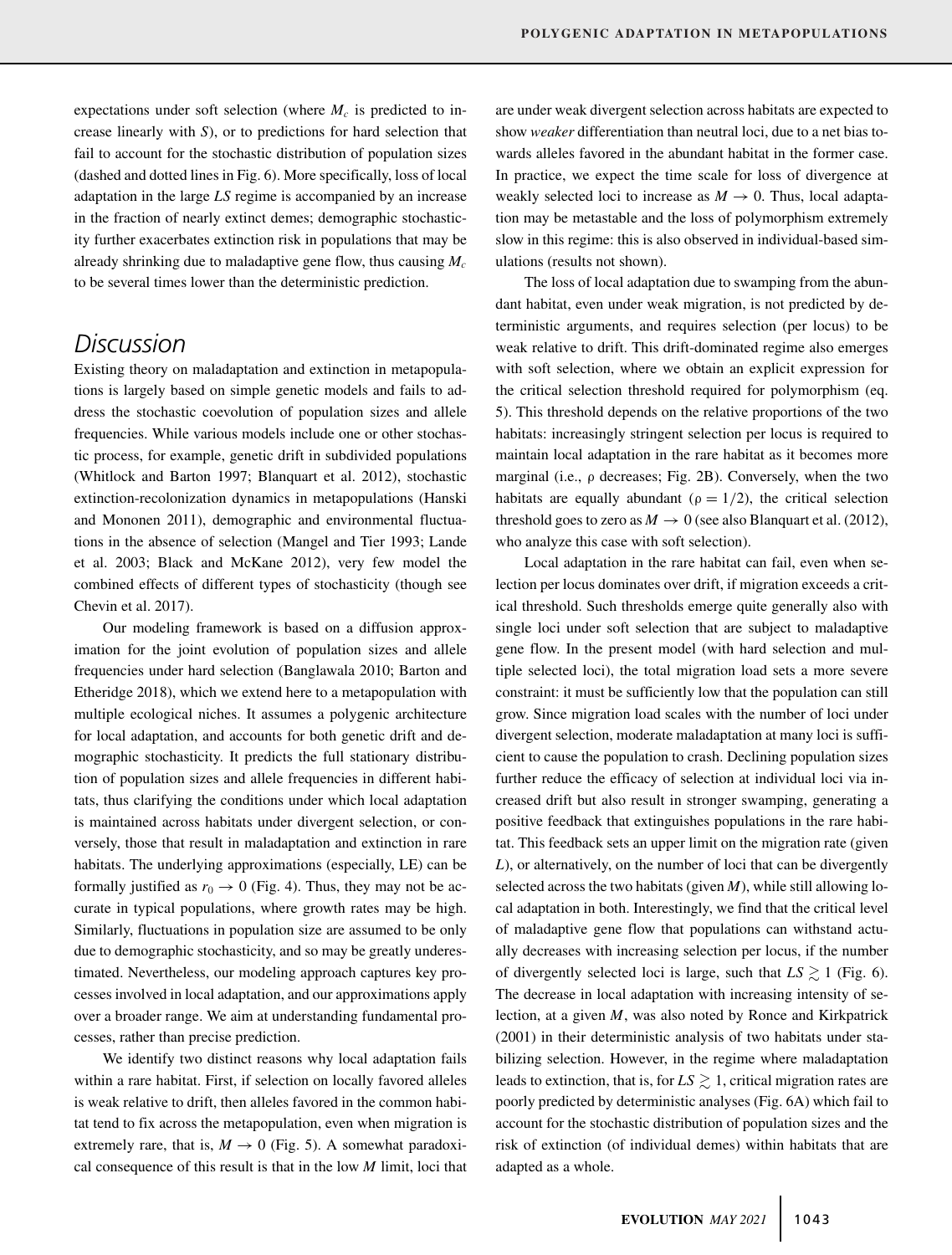expectations under soft selection (where $M_c$ is predicted to increase linearly with $S$), or to predictions for hard selection that fail to account for the stochastic distribution of population sizes (dashed and dotted lines in Fig. 6). More specifically, loss of local adaptation in the large $LS$ regime is accompanied by an increase in the fraction of nearly extinct demes; demographic stochasticity further exacerbates extinction risk in populations that may be already shrinking due to maladaptive gene flow, thus causing $M_c$ to be several times lower than the deterministic prediction.

## Discussion

Existing theory on maladaptation and extinction in metapopulations is largely based on simple genetic models and fails to address the stochastic coevolution of population sizes and allele frequencies. While various models include one or other stochastic process, for example, genetic drift in subdivided populations (Whitlock and Barton 1997; Blanquart et al. 2012), stochastic extinction-recolonization dynamics in metapopulations (Hanski and Mononen 2011), demographic and environmental fluctuations in the absence of selection (Mangel and Tier 1993; Lande et al. 2003; Black and McKane 2012), very few model the combined effects of different types of stochasticity (though see Chevin et al. 2017).

Our modeling framework is based on a diffusion approximation for the joint evolution of population sizes and allele frequencies under hard selection (Banglawala 2010; Barton and Etheridge 2018), which we extend here to a metapopulation with multiple ecological niches. It assumes a polygenic architecture for local adaptation, and accounts for both genetic drift and demographic stochasticity. It predicts the full stationary distribution of population sizes and allele frequencies in different habitats, thus clarifying the conditions under which local adaptation is maintained across habitats under divergent selection, or conversely, those that result in maladaptation and extinction in rare habitats. The underlying approximations (especially, LE) can be formally justified as $r_0 \to 0$ (Fig. 4). Thus, they may not be accurate in typical populations, where growth rates may be high. Similarly, fluctuations in population size are assumed to be only due to demographic stochasticity, and so may be greatly underestimated. Nevertheless, our modeling approach captures key processes involved in local adaptation, and our approximations apply over a broader range. We aim at understanding fundamental processes, rather than precise prediction.

We identify two distinct reasons why local adaptation fails within a rare habitat. First, if selection on locally favored alleles is weak relative to drift, then alleles favored in the common habitat tend to fix across the metapopulation, even when migration is extremely rare, that is, $M \to 0$ (Fig. 5). A somewhat paradoxical consequence of this result is that in the low $M$ limit, loci that are under weak divergent selection across habitats are expected to show *weaker* differentiation than neutral loci, due to a net bias towards alleles favored in the abundant habitat in the former case. In practice, we expect the time scale for loss of divergence at weakly selected loci to increase as $M \to 0$. Thus, local adaptation may be metastable and the loss of polymorphism extremely slow in this regime: this is also observed in individual-based simulations (results not shown).

The loss of local adaptation due to swamping from the abundant habitat, even under weak migration, is not predicted by deterministic arguments, and requires selection (per locus) to be weak relative to drift. This drift-dominated regime also emerges with soft selection, where we obtain an explicit expression for the critical selection threshold required for polymorphism (eq. 5). This threshold depends on the relative proportions of the two habitats: increasingly stringent selection per locus is required to maintain local adaptation in the rare habitat as it becomes more marginal (i.e., $\rho$ decreases; Fig. 2B). Conversely, when the two habitats are equally abundant ($\rho = 1/2$), the critical selection threshold goes to zero as $M \to 0$ (see also Blanquart et al. (2012), who analyze this case with soft selection).

Local adaptation in the rare habitat can fail, even when selection per locus dominates over drift, if migration exceeds a critical threshold. Such thresholds emerge quite generally also with single loci under soft selection that are subject to maladaptive gene flow. In the present model (with hard selection and multiple selected loci), the total migration load sets a more severe constraint: it must be sufficiently low that the population can still grow. Since migration load scales with the number of loci under divergent selection, moderate maladaptation at many loci is sufficient to cause the population to crash. Declining population sizes further reduce the efficacy of selection at individual loci via increased drift but also result in stronger swamping, generating a positive feedback that extinguishes populations in the rare habitat. This feedback sets an upper limit on the migration rate (given $L$), or alternatively, on the number of loci that can be divergently selected across the two habitats (given $M$), while still allowing local adaptation in both. Interestingly, we find that the critical level of maladaptive gene flow that populations can withstand actually decreases with increasing selection per locus, if the number of divergently selected loci is large, such that $LS \gtrsim 1$ (Fig. 6). The decrease in local adaptation with increasing intensity of selection, at a given $M$, was also noted by Ronce and Kirkpatrick (2001) in their deterministic analysis of two habitats under stabilizing selection. However, in the regime where maladaptation leads to extinction, that is, for $LS \gtrsim 1$, critical migration rates are poorly predicted by deterministic analyses (Fig. 6A) which fail to account for the stochastic distribution of population sizes and the risk of extinction (of individual demes) within habitats that are adapted as a whole.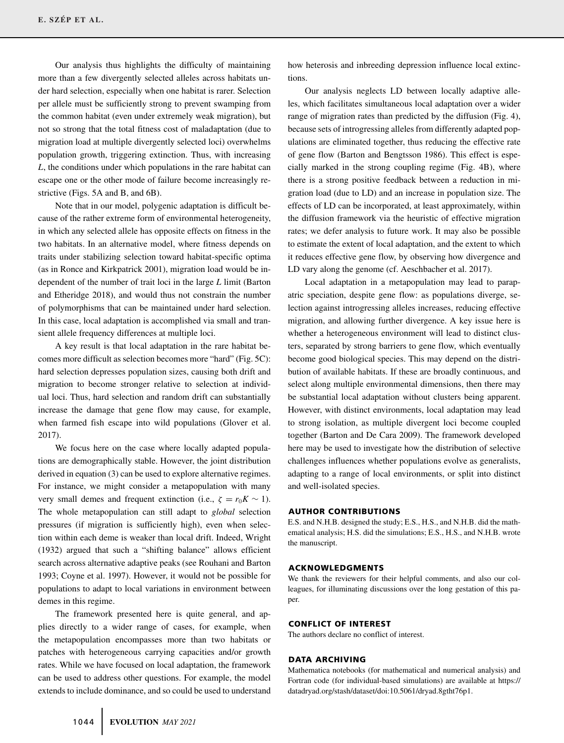Our analysis thus highlights the difficulty of maintaining more than a few divergently selected alleles across habitats under hard selection, especially when one habitat is rarer. Selection per allele must be sufficiently strong to prevent swamping from the common habitat (even under extremely weak migration), but not so strong that the total fitness cost of maladaptation (due to migration load at multiple divergently selected loci) overwhelms population growth, triggering extinction. Thus, with increasing $L$, the conditions under which populations in the rare habitat can escape one or the other mode of failure become increasingly restrictive (Figs. 5A and B, and 6B).

Note that in our model, polygenic adaptation is difficult because of the rather extreme form of environmental heterogeneity, in which any selected allele has opposite effects on fitness in the two habitats. In an alternative model, where fitness depends on traits under stabilizing selection toward habitat-specific optima (as in Ronce and Kirkpatrick 2001), migration load would be independent of the number of trait loci in the large $L$ limit (Barton and Etheridge 2018), and would thus not constrain the number of polymorphisms that can be maintained under hard selection. In this case, local adaptation is accomplished via small and transient allele frequency differences at multiple loci.

A key result is that local adaptation in the rare habitat becomes more difficult as selection becomes more "hard" (Fig. 5C): hard selection depresses population sizes, causing both drift and migration to become stronger relative to selection at individual loci. Thus, hard selection and random drift can substantially increase the damage that gene flow may cause, for example, when farmed fish escape into wild populations (Glover et al. 2017).

We focus here on the case where locally adapted populations are demographically stable. However, the joint distribution derived in equation (3) can be used to explore alternative regimes. For instance, we might consider a metapopulation with many very small demes and frequent extinction (i.e., $\zeta = r_0 K \sim 1$). The whole metapopulation can still adapt to *global* selection pressures (if migration is sufficiently high), even when selection within each deme is weaker than local drift. Indeed, Wright (1932) argued that such a "shifting balance" allows efficient search across alternative adaptive peaks (see Rouhani and Barton 1993; Coyne et al. 1997). However, it would not be possible for populations to adapt to local variations in environment between demes in this regime.

The framework presented here is quite general, and applies directly to a wider range of cases, for example, when the metapopulation encompasses more than two habitats or patches with heterogeneous carrying capacities and/or growth rates. While we have focused on local adaptation, the framework can be used to address other questions. For example, the model extends to include dominance, and so could be used to understand how heterosis and inbreeding depression influence local extinctions.

Our analysis neglects LD between locally adaptive alleles, which facilitates simultaneous local adaptation over a wider range of migration rates than predicted by the diffusion (Fig. 4), because sets of introgressing alleles from differently adapted populations are eliminated together, thus reducing the effective rate of gene flow (Barton and Bengtsson 1986). This effect is especially marked in the strong coupling regime (Fig. 4B), where there is a strong positive feedback between a reduction in migration load (due to LD) and an increase in population size. The effects of LD can be incorporated, at least approximately, within the diffusion framework via the heuristic of effective migration rates; we defer analysis to future work. It may also be possible to estimate the extent of local adaptation, and the extent to which it reduces effective gene flow, by observing how divergence and LD vary along the genome (cf. Aeschbacher et al. 2017).

Local adaptation in a metapopulation may lead to parapatric speciation, despite gene flow: as populations diverge, selection against introgressing alleles increases, reducing effective migration, and allowing further divergence. A key issue here is whether a heterogeneous environment will lead to distinct clusters, separated by strong barriers to gene flow, which eventually become good biological species. This may depend on the distribution of available habitats. If these are broadly continuous, and select along multiple environmental dimensions, then there may be substantial local adaptation without clusters being apparent. However, with distinct environments, local adaptation may lead to strong isolation, as multiple divergent loci become coupled together (Barton and De Cara 2009). The framework developed here may be used to investigate how the distribution of selective challenges influences whether populations evolve as generalists, adapting to a range of local environments, or split into distinct and well-isolated species.

## AUTHOR CONTRIBUTIONS

E.S. and N.H.B. designed the study; E.S., H.S., and N.H.B. did the mathematical analysis; H.S. did the simulations; E.S., H.S., and N.H.B. wrote the manuscript.

## ACKNOWLEDGMENTS

We thank the reviewers for their helpful comments, and also our colleagues, for illuminating discussions over the long gestation of this paper.

## CONFLICT OF INTEREST

The authors declare no conflict of interest.

## DATA ARCHIVING

Mathematica notebooks (for mathematical and numerical analysis) and Fortran code (for individual-based simulations) are available at https://datadryad.org/stash/dataset/doi:10.5061/dryad.8gtht76p1.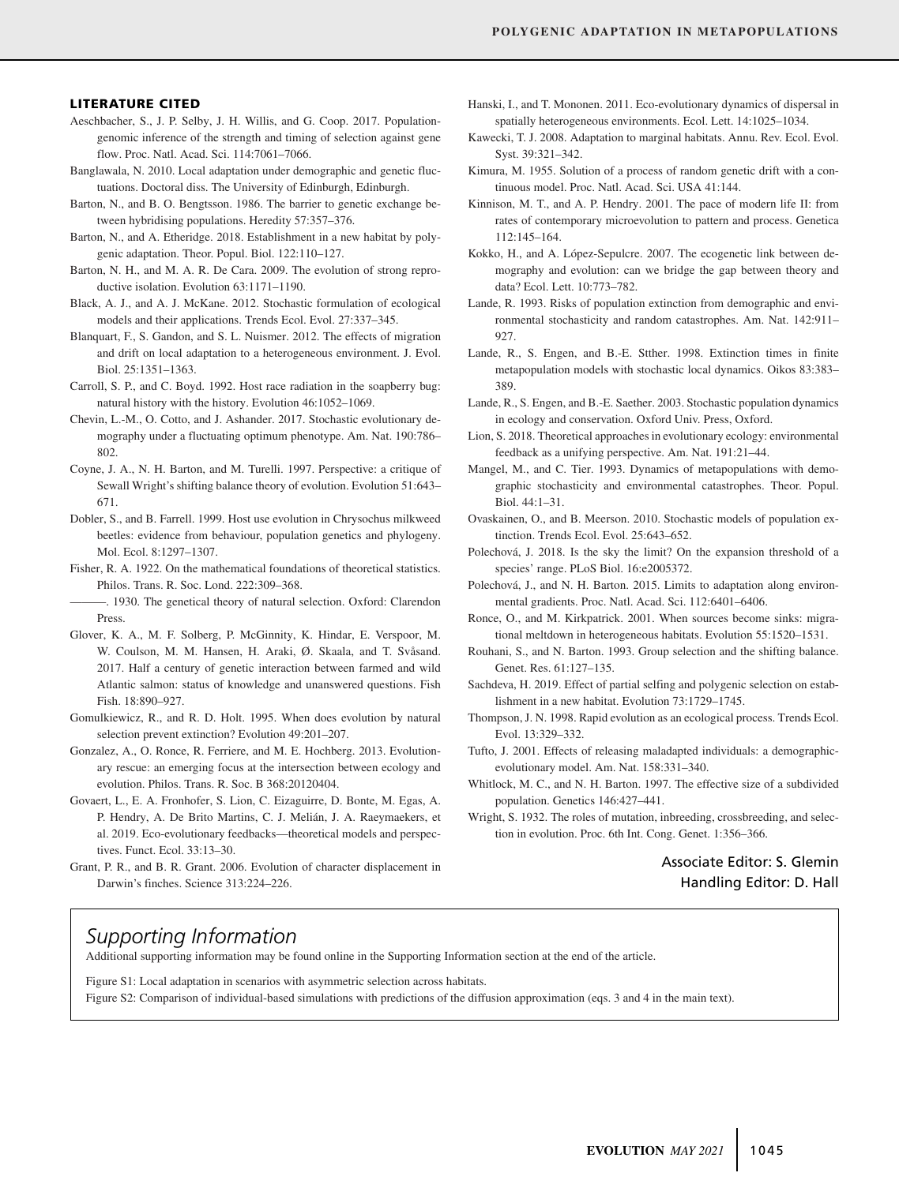## LITERATURE CITED

Aeschbacher, S., J. P. Selby, J. H. Willis, and G. Coop. 2017. Population-genomic inference of the strength and timing of selection against gene flow. Proc. Natl. Acad. Sci. 114:7061–7066.

Banglawala, N. 2010. Local adaptation under demographic and genetic fluctuations. Doctoral diss. The University of Edinburgh, Edinburgh.

Barton, N., and B. O. Bengtsson. 1986. The barrier to genetic exchange between hybridising populations. Heredity 57:357–376.

Barton, N., and A. Etheridge. 2018. Establishment in a new habitat by polygenic adaptation. Theor. Popul. Biol. 122:110–127.

Barton, N. H., and M. A. R. De Cara. 2009. The evolution of strong reproductive isolation. Evolution 63:1171–1190.

Black, A. J., and A. J. McKane. 2012. Stochastic formulation of ecological models and their applications. Trends Ecol. Evol. 27:337–345.

Blanquart, F., S. Gandon, and S. L. Nuismer. 2012. The effects of migration and drift on local adaptation to a heterogeneous environment. J. Evol. Biol. 25:1351–1363.

Carroll, S. P., and C. Boyd. 1992. Host race radiation in the soapberry bug: natural history with the history. Evolution 46:1052–1069.

Chevin, L.-M., O. Cotto, and J. Ashander. 2017. Stochastic evolutionary demography under a fluctuating optimum phenotype. Am. Nat. 190:786–802.

Coyne, J. A., N. H. Barton, and M. Turelli. 1997. Perspective: a critique of Sewall Wright's shifting balance theory of evolution. Evolution 51:643–671.

Dobler, S., and B. Farrell. 1999. Host use evolution in Chrysochus milkweed beetles: evidence from behaviour, population genetics and phylogeny. Mol. Ecol. 8:1297–1307.

Fisher, R. A. 1922. On the mathematical foundations of theoretical statistics. Philos. Trans. R. Soc. Lond. 222:309–368.

———. 1930. The genetical theory of natural selection. Oxford: Clarendon Press.

Glover, K. A., M. F. Solberg, P. McGinnity, K. Hindar, E. Verspoor, M. W. Coulson, M. M. Hansen, H. Araki, Ø. Skaala, and T. Svåsand. 2017. Half a century of genetic interaction between farmed and wild Atlantic salmon: status of knowledge and unanswered questions. Fish Fish. 18:890–927.

Gomulkiewicz, R., and R. D. Holt. 1995. When does evolution by natural selection prevent extinction? Evolution 49:201–207.

Gonzalez, A., O. Ronce, R. Ferriere, and M. E. Hochberg. 2013. Evolutionary rescue: an emerging focus at the intersection between ecology and evolution. Philos. Trans. R. Soc. B 368:20120404.

Govaert, L., E. A. Fronhofer, S. Lion, C. Eizaguirre, D. Bonte, M. Egas, A. P. Hendry, A. De Brito Martins, C. J. Melián, J. A. Raeymaekers, et al. 2019. Eco-evolutionary feedbacks—theoretical models and perspectives. Funct. Ecol. 33:13–30.

Grant, P. R., and B. R. Grant. 2006. Evolution of character displacement in Darwin's finches. Science 313:224–226.

Hanski, I., and T. Mononen. 2011. Eco-evolutionary dynamics of dispersal in spatially heterogeneous environments. Ecol. Lett. 14:1025–1034.

Kawecki, T. J. 2008. Adaptation to marginal habitats. Annu. Rev. Ecol. Evol. Syst. 39:321–342.

Kimura, M. 1955. Solution of a process of random genetic drift with a continuous model. Proc. Natl. Acad. Sci. USA 41:144.

Kinnison, M. T., and A. P. Hendry. 2001. The pace of modern life II: from rates of contemporary microevolution to pattern and process. Genetica 112:145–164.

Kokko, H., and A. López-Sepulcre. 2007. The ecogenetic link between demography and evolution: can we bridge the gap between theory and data? Ecol. Lett. 10:773–782.

Lande, R. 1993. Risks of population extinction from demographic and environmental stochasticity and random catastrophes. Am. Nat. 142:911–927.

Lande, R., S. Engen, and B.-E. Stther. 1998. Extinction times in finite metapopulation models with stochastic local dynamics. Oikos 83:383–389.

Lande, R., S. Engen, and B.-E. Saether. 2003. Stochastic population dynamics in ecology and conservation. Oxford Univ. Press, Oxford.

Lion, S. 2018. Theoretical approaches in evolutionary ecology: environmental feedback as a unifying perspective. Am. Nat. 191:21–44.

Mangel, M., and C. Tier. 1993. Dynamics of metapopulations with demographic stochasticity and environmental catastrophes. Theor. Popul. Biol. 44:1–31.

Ovaskainen, O., and B. Meerson. 2010. Stochastic models of population extinction. Trends Ecol. Evol. 25:643–652.

Polechová, J. 2018. Is the sky the limit? On the expansion threshold of a species' range. PLoS Biol. 16:e2005372.

Polechová, J., and N. H. Barton. 2015. Limits to adaptation along environmental gradients. Proc. Natl. Acad. Sci. 112:6401–6406.

Ronce, O., and M. Kirkpatrick. 2001. When sources become sinks: migrational meltdown in heterogeneous habitats. Evolution 55:1520–1531.

Rouhani, S., and N. Barton. 1993. Group selection and the shifting balance. Genet. Res. 61:127–135.

Sachdeva, H. 2019. Effect of partial selfing and polygenic selection on establishment in a new habitat. Evolution 73:1729–1745.

Thompson, J. N. 1998. Rapid evolution as an ecological process. Trends Ecol. Evol. 13:329–332.

Tufto, J. 2001. Effects of releasing maladapted individuals: a demographic-evolutionary model. Am. Nat. 158:331–340.

Whitlock, M. C., and N. H. Barton. 1997. The effective size of a subdivided population. Genetics 146:427–441.

Wright, S. 1932. The roles of mutation, inbreeding, crossbreeding, and selection in evolution. Proc. 6th Int. Cong. Genet. 1:356–366.

Associate Editor: S. Glemin
Handling Editor: D. Hall

## *Supporting Information*

Additional supporting information may be found online in the Supporting Information section at the end of the article.

Figure S1: Local adaptation in scenarios with asymmetric selection across habitats.

Figure S2: Comparison of individual-based simulations with predictions of the diffusion approximation (eqs. 3 and 4 in the main text).